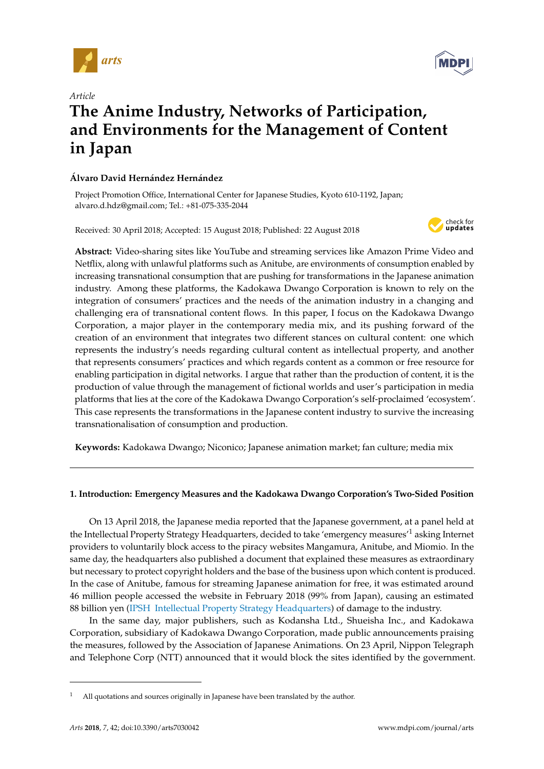*Article*

# The Anime Industry, Networks of Participation, and Environments for the Management of Content in Japan

**Álvaro David Hernández Hernández**

Project Promotion Office, International Center for Japanese Studies, Kyoto 610-1192, Japan; alvaro.d.hdz@gmail.com; Tel.: +81-075-335-2044

Received: 30 April 2018; Accepted: 15 August 2018; Published: 22 August 2018

**Abstract:** Video-sharing sites like YouTube and streaming services like Amazon Prime Video and Netflix, along with unlawful platforms such as Anitube, are environments of consumption enabled by increasing transnational consumption that are pushing for transformations in the Japanese animation industry. Among these platforms, the Kadokawa Dwango Corporation is known to rely on the integration of consumers' practices and the needs of the animation industry in a changing and challenging era of transnational content flows. In this paper, I focus on the Kadokawa Dwango Corporation, a major player in the contemporary media mix, and its pushing forward of the creation of an environment that integrates two different stances on cultural content: one which represents the industry's needs regarding cultural content as intellectual property, and another that represents consumers' practices and which regards content as a common or free resource for enabling participation in digital networks. I argue that rather than the production of content, it is the production of value through the management of fictional worlds and user's participation in media platforms that lies at the core of the Kadokawa Dwango Corporation's self-proclaimed 'ecosystem'. This case represents the transformations in the Japanese content industry to survive the increasing transnationalisation of consumption and production.

**Keywords:** Kadokawa Dwango; Niconico; Japanese animation market; fan culture; media mix

## 1. Introduction: Emergency Measures and the Kadokawa Dwango Corporation's Two-Sided Position

On 13 April 2018, the Japanese media reported that the Japanese government, at a panel held at the Intellectual Property Strategy Headquarters, decided to take 'emergency measures'[1] asking Internet providers to voluntarily block access to the piracy websites Mangamura, Anitube, and Miomio. In the same day, the headquarters also published a document that explained these measures as extraordinary but necessary to protect copyright holders and the base of the business upon which content is produced. In the case of Anitube, famous for streaming Japanese animation for free, it was estimated around 46 million people accessed the website in February 2018 (99% from Japan), causing an estimated 88 billion yen (IPSH Intellectual Property Strategy Headquarters) of damage to the industry.

In the same day, major publishers, such as Kodansha Ltd., Shueisha Inc., and Kadokawa Corporation, subsidiary of Kadokawa Dwango Corporation, made public announcements praising the measures, followed by the Association of Japanese Animations. On 23 April, Nippon Telegraph and Telephone Corp (NTT) announced that it would block the sites identified by the government.

[1] All quotations and sources originally in Japanese have been translated by the author.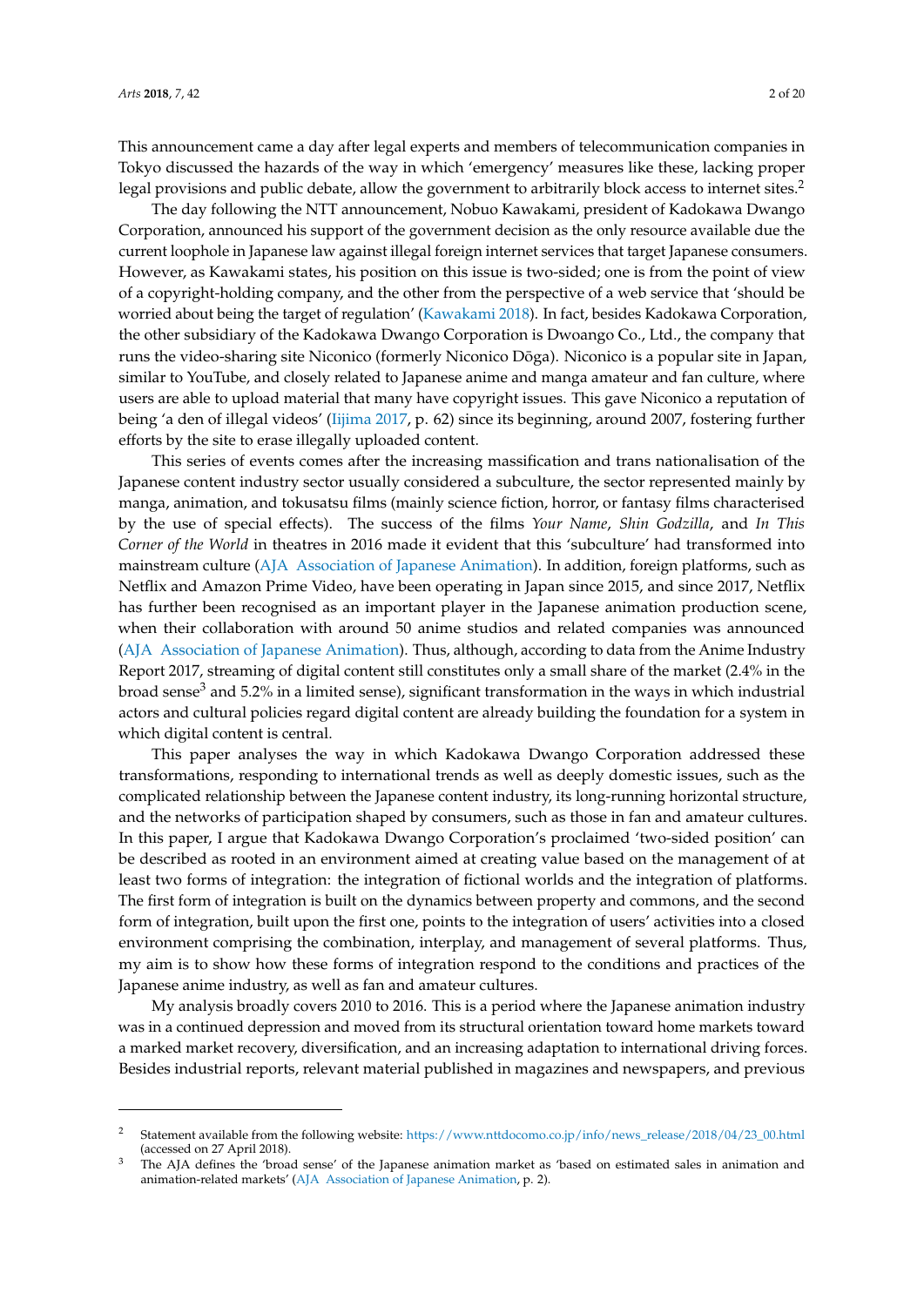This announcement came a day after legal experts and members of telecommunication companies in Tokyo discussed the hazards of the way in which 'emergency' measures like these, lacking proper legal provisions and public debate, allow the government to arbitrarily block access to internet sites.[2]

The day following the NTT announcement, Nobuo Kawakami, president of Kadokawa Dwango Corporation, announced his support of the government decision as the only resource available due the current loophole in Japanese law against illegal foreign internet services that target Japanese consumers. However, as Kawakami states, his position on this issue is two-sided; one is from the point of view of a copyright-holding company, and the other from the perspective of a web service that 'should be worried about being the target of regulation' (Kawakami 2018). In fact, besides Kadokawa Corporation, the other subsidiary of the Kadokawa Dwango Corporation is Dwoango Co., Ltd., the company that runs the video-sharing site Niconico (formerly Niconico Dōga). Niconico is a popular site in Japan, similar to YouTube, and closely related to Japanese anime and manga amateur and fan culture, where users are able to upload material that many have copyright issues. This gave Niconico a reputation of being 'a den of illegal videos' (Iijima 2017, p. 62) since its beginning, around 2007, fostering further efforts by the site to erase illegally uploaded content.

This series of events comes after the increasing massification and trans nationalisation of the Japanese content industry sector usually considered a subculture, the sector represented mainly by manga, animation, and tokusatsu films (mainly science fiction, horror, or fantasy films characterised by the use of special effects). The success of the films *Your Name*, *Shin Godzilla*, and *In This Corner of the World* in theatres in 2016 made it evident that this 'subculture' had transformed into mainstream culture (AJA Association of Japanese Animation). In addition, foreign platforms, such as Netflix and Amazon Prime Video, have been operating in Japan since 2015, and since 2017, Netflix has further been recognised as an important player in the Japanese animation production scene, when their collaboration with around 50 anime studios and related companies was announced (AJA Association of Japanese Animation). Thus, although, according to data from the Anime Industry Report 2017, streaming of digital content still constitutes only a small share of the market (2.4% in the broad sense[3] and 5.2% in a limited sense), significant transformation in the ways in which industrial actors and cultural policies regard digital content are already building the foundation for a system in which digital content is central.

This paper analyses the way in which Kadokawa Dwango Corporation addressed these transformations, responding to international trends as well as deeply domestic issues, such as the complicated relationship between the Japanese content industry, its long-running horizontal structure, and the networks of participation shaped by consumers, such as those in fan and amateur cultures. In this paper, I argue that Kadokawa Dwango Corporation's proclaimed 'two-sided position' can be described as rooted in an environment aimed at creating value based on the management of at least two forms of integration: the integration of fictional worlds and the integration of platforms. The first form of integration is built on the dynamics between property and commons, and the second form of integration, built upon the first one, points to the integration of users' activities into a closed environment comprising the combination, interplay, and management of several platforms. Thus, my aim is to show how these forms of integration respond to the conditions and practices of the Japanese anime industry, as well as fan and amateur cultures.

My analysis broadly covers 2010 to 2016. This is a period where the Japanese animation industry was in a continued depression and moved from its structural orientation toward home markets toward a marked market recovery, diversification, and an increasing adaptation to international driving forces. Besides industrial reports, relevant material published in magazines and newspapers, and previous

---

[2] Statement available from the following website: https://www.nttdocomo.co.jp/info/news_release/2018/04/23_00.html (accessed on 27 April 2018).

[3] The AJA defines the 'broad sense' of the Japanese animation market as 'based on estimated sales in animation and animation-related markets' (AJA Association of Japanese Animation, p. 2).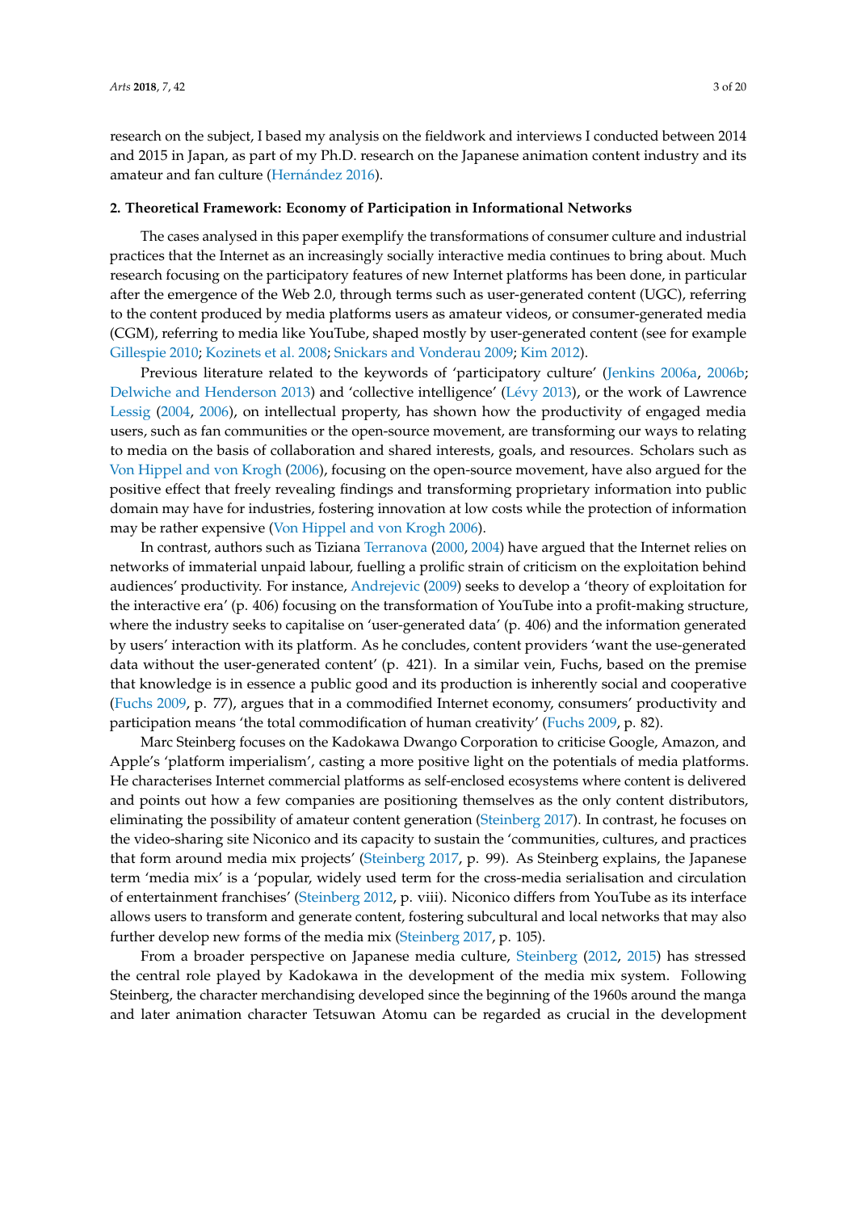research on the subject, I based my analysis on the fieldwork and interviews I conducted between 2014 and 2015 in Japan, as part of my Ph.D. research on the Japanese animation content industry and its amateur and fan culture (Hernández 2016).

## 2. Theoretical Framework: Economy of Participation in Informational Networks

The cases analysed in this paper exemplify the transformations of consumer culture and industrial practices that the Internet as an increasingly socially interactive media continues to bring about. Much research focusing on the participatory features of new Internet platforms has been done, in particular after the emergence of the Web 2.0, through terms such as user-generated content (UGC), referring to the content produced by media platforms users as amateur videos, or consumer-generated media (CGM), referring to media like YouTube, shaped mostly by user-generated content (see for example Gillespie 2010; Kozinets et al. 2008; Snickars and Vonderau 2009; Kim 2012).

Previous literature related to the keywords of 'participatory culture' (Jenkins 2006a, 2006b; Delwiche and Henderson 2013) and 'collective intelligence' (Lévy 2013), or the work of Lawrence Lessig (2004, 2006), on intellectual property, has shown how the productivity of engaged media users, such as fan communities or the open-source movement, are transforming our ways to relating to media on the basis of collaboration and shared interests, goals, and resources. Scholars such as Von Hippel and von Krogh (2006), focusing on the open-source movement, have also argued for the positive effect that freely revealing findings and transforming proprietary information into public domain may have for industries, fostering innovation at low costs while the protection of information may be rather expensive (Von Hippel and von Krogh 2006).

In contrast, authors such as Tiziana Terranova (2000, 2004) have argued that the Internet relies on networks of immaterial unpaid labour, fuelling a prolific strain of criticism on the exploitation behind audiences' productivity. For instance, Andrejevic (2009) seeks to develop a 'theory of exploitation for the interactive era' (p. 406) focusing on the transformation of YouTube into a profit-making structure, where the industry seeks to capitalise on 'user-generated data' (p. 406) and the information generated by users' interaction with its platform. As he concludes, content providers 'want the use-generated data without the user-generated content' (p. 421). In a similar vein, Fuchs, based on the premise that knowledge is in essence a public good and its production is inherently social and cooperative (Fuchs 2009, p. 77), argues that in a commodified Internet economy, consumers' productivity and participation means 'the total commodification of human creativity' (Fuchs 2009, p. 82).

Marc Steinberg focuses on the Kadokawa Dwango Corporation to criticise Google, Amazon, and Apple's 'platform imperialism', casting a more positive light on the potentials of media platforms. He characterises Internet commercial platforms as self-enclosed ecosystems where content is delivered and points out how a few companies are positioning themselves as the only content distributors, eliminating the possibility of amateur content generation (Steinberg 2017). In contrast, he focuses on the video-sharing site Niconico and its capacity to sustain the 'communities, cultures, and practices that form around media mix projects' (Steinberg 2017, p. 99). As Steinberg explains, the Japanese term 'media mix' is a 'popular, widely used term for the cross-media serialisation and circulation of entertainment franchises' (Steinberg 2012, p. viii). Niconico differs from YouTube as its interface allows users to transform and generate content, fostering subcultural and local networks that may also further develop new forms of the media mix (Steinberg 2017, p. 105).

From a broader perspective on Japanese media culture, Steinberg (2012, 2015) has stressed the central role played by Kadokawa in the development of the media mix system. Following Steinberg, the character merchandising developed since the beginning of the 1960s around the manga and later animation character Tetsuwan Atomu can be regarded as crucial in the development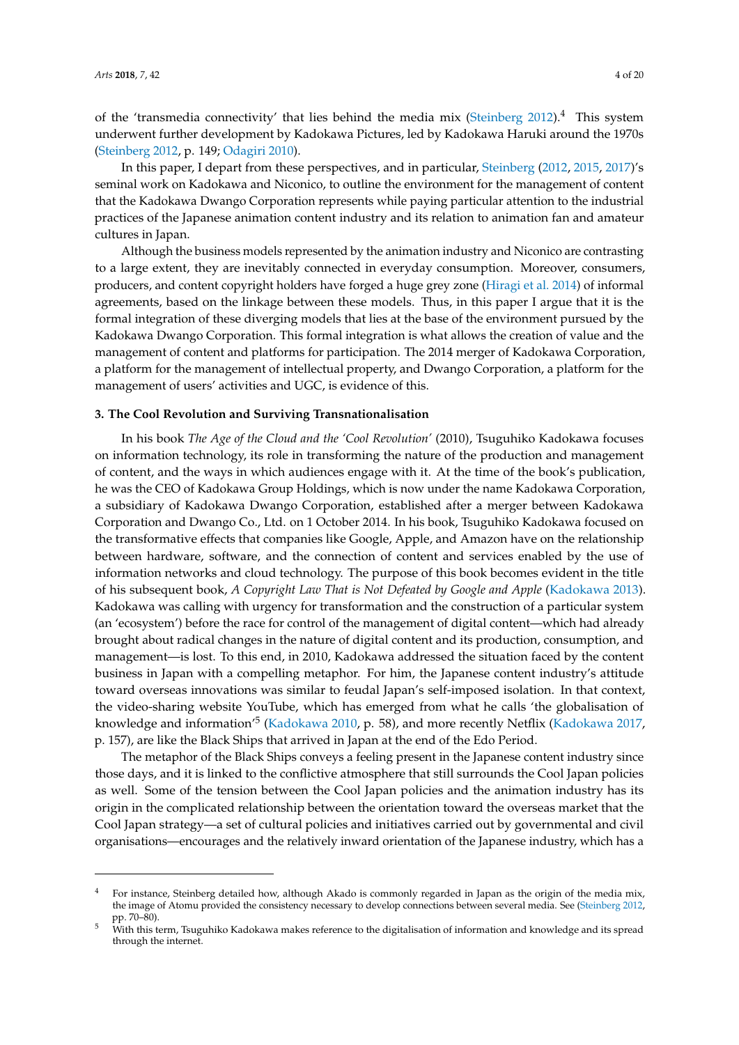of the 'transmedia connectivity' that lies behind the media mix (Steinberg 2012).[4] This system underwent further development by Kadokawa Pictures, led by Kadokawa Haruki around the 1970s (Steinberg 2012, p. 149; Odagiri 2010).

In this paper, I depart from these perspectives, and in particular, Steinberg (2012, 2015, 2017)'s seminal work on Kadokawa and Niconico, to outline the environment for the management of content that the Kadokawa Dwango Corporation represents while paying particular attention to the industrial practices of the Japanese animation content industry and its relation to animation fan and amateur cultures in Japan.

Although the business models represented by the animation industry and Niconico are contrasting to a large extent, they are inevitably connected in everyday consumption. Moreover, consumers, producers, and content copyright holders have forged a huge grey zone (Hiragi et al. 2014) of informal agreements, based on the linkage between these models. Thus, in this paper I argue that it is the formal integration of these diverging models that lies at the base of the environment pursued by the Kadokawa Dwango Corporation. This formal integration is what allows the creation of value and the management of content and platforms for participation. The 2014 merger of Kadokawa Corporation, a platform for the management of intellectual property, and Dwango Corporation, a platform for the management of users' activities and UGC, is evidence of this.

### 3. The Cool Revolution and Surviving Transnationalisation

In his book *The Age of the Cloud and the 'Cool Revolution'* (2010), Tsuguhiko Kadokawa focuses on information technology, its role in transforming the nature of the production and management of content, and the ways in which audiences engage with it. At the time of the book's publication, he was the CEO of Kadokawa Group Holdings, which is now under the name Kadokawa Corporation, a subsidiary of Kadokawa Dwango Corporation, established after a merger between Kadokawa Corporation and Dwango Co., Ltd. on 1 October 2014. In his book, Tsuguhiko Kadokawa focused on the transformative effects that companies like Google, Apple, and Amazon have on the relationship between hardware, software, and the connection of content and services enabled by the use of information networks and cloud technology. The purpose of this book becomes evident in the title of his subsequent book, *A Copyright Law That is Not Defeated by Google and Apple* (Kadokawa 2013). Kadokawa was calling with urgency for transformation and the construction of a particular system (an 'ecosystem') before the race for control of the management of digital content—which had already brought about radical changes in the nature of digital content and its production, consumption, and management—is lost. To this end, in 2010, Kadokawa addressed the situation faced by the content business in Japan with a compelling metaphor. For him, the Japanese content industry's attitude toward overseas innovations was similar to feudal Japan's self-imposed isolation. In that context, the video-sharing website YouTube, which has emerged from what he calls 'the globalisation of knowledge and information'[5] (Kadokawa 2010, p. 58), and more recently Netflix (Kadokawa 2017, p. 157), are like the Black Ships that arrived in Japan at the end of the Edo Period.

The metaphor of the Black Ships conveys a feeling present in the Japanese content industry since those days, and it is linked to the conflictive atmosphere that still surrounds the Cool Japan policies as well. Some of the tension between the Cool Japan policies and the animation industry has its origin in the complicated relationship between the orientation toward the overseas market that the Cool Japan strategy—a set of cultural policies and initiatives carried out by governmental and civil organisations—encourages and the relatively inward orientation of the Japanese industry, which has a

---

[4] For instance, Steinberg detailed how, although Akado is commonly regarded in Japan as the origin of the media mix, the image of Atomu provided the consistency necessary to develop connections between several media. See (Steinberg 2012, pp. 70–80).

[5] With this term, Tsuguhiko Kadokawa makes reference to the digitalisation of information and knowledge and its spread through the internet.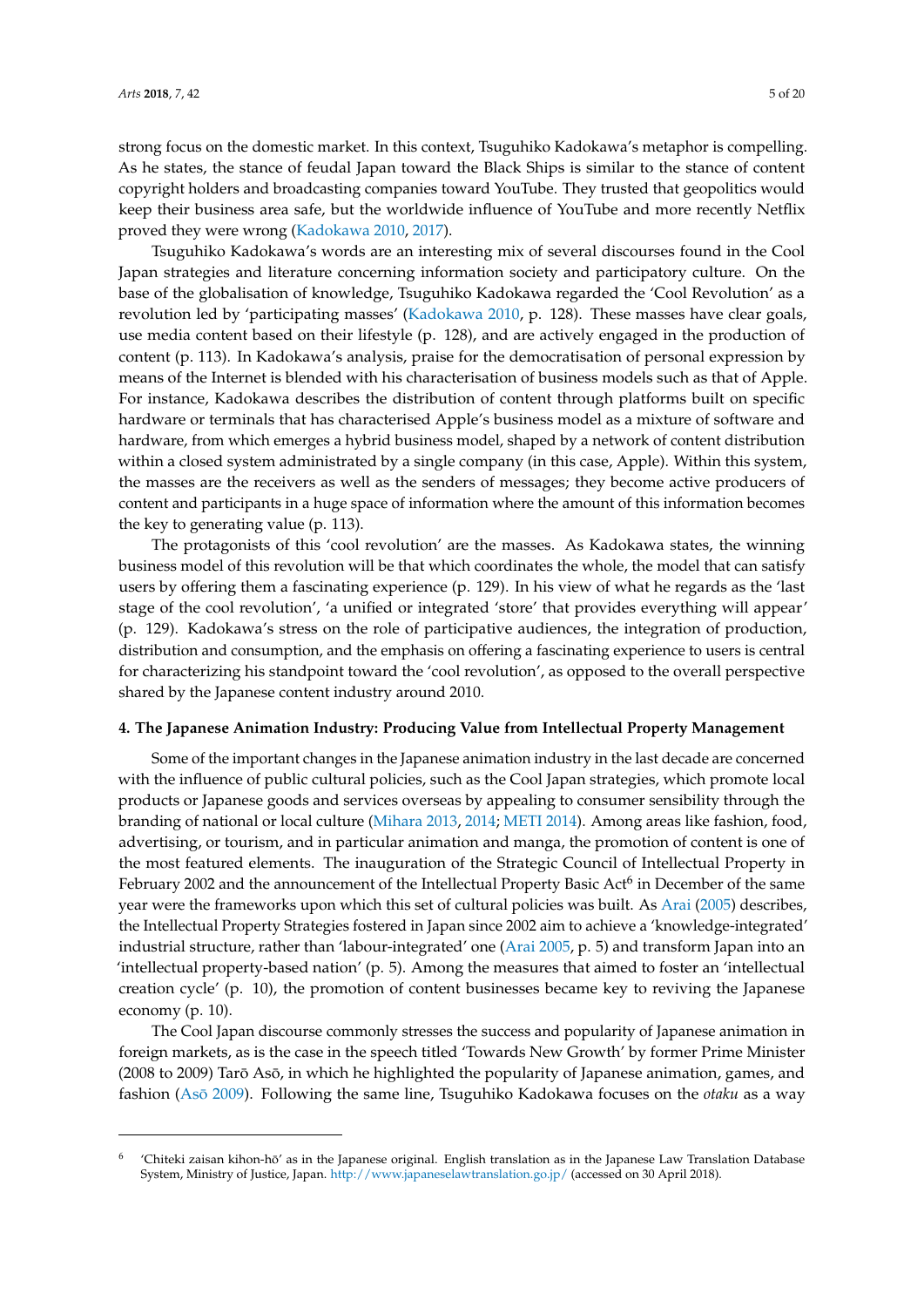strong focus on the domestic market. In this context, Tsuguhiko Kadokawa's metaphor is compelling. As he states, the stance of feudal Japan toward the Black Ships is similar to the stance of content copyright holders and broadcasting companies toward YouTube. They trusted that geopolitics would keep their business area safe, but the worldwide influence of YouTube and more recently Netflix proved they were wrong (Kadokawa 2010, 2017).

Tsuguhiko Kadokawa's words are an interesting mix of several discourses found in the Cool Japan strategies and literature concerning information society and participatory culture. On the base of the globalisation of knowledge, Tsuguhiko Kadokawa regarded the 'Cool Revolution' as a revolution led by 'participating masses' (Kadokawa 2010, p. 128). These masses have clear goals, use media content based on their lifestyle (p. 128), and are actively engaged in the production of content (p. 113). In Kadokawa's analysis, praise for the democratisation of personal expression by means of the Internet is blended with his characterisation of business models such as that of Apple. For instance, Kadokawa describes the distribution of content through platforms built on specific hardware or terminals that has characterised Apple's business model as a mixture of software and hardware, from which emerges a hybrid business model, shaped by a network of content distribution within a closed system administrated by a single company (in this case, Apple). Within this system, the masses are the receivers as well as the senders of messages; they become active producers of content and participants in a huge space of information where the amount of this information becomes the key to generating value (p. 113).

The protagonists of this 'cool revolution' are the masses. As Kadokawa states, the winning business model of this revolution will be that which coordinates the whole, the model that can satisfy users by offering them a fascinating experience (p. 129). In his view of what he regards as the 'last stage of the cool revolution', 'a unified or integrated 'store' that provides everything will appear' (p. 129). Kadokawa's stress on the role of participative audiences, the integration of production, distribution and consumption, and the emphasis on offering a fascinating experience to users is central for characterizing his standpoint toward the 'cool revolution', as opposed to the overall perspective shared by the Japanese content industry around 2010.

#### 4. The Japanese Animation Industry: Producing Value from Intellectual Property Management

Some of the important changes in the Japanese animation industry in the last decade are concerned with the influence of public cultural policies, such as the Cool Japan strategies, which promote local products or Japanese goods and services overseas by appealing to consumer sensibility through the branding of national or local culture (Mihara 2013, 2014; METI 2014). Among areas like fashion, food, advertising, or tourism, and in particular animation and manga, the promotion of content is one of the most featured elements. The inauguration of the Strategic Council of Intellectual Property in February 2002 and the announcement of the Intellectual Property Basic Act[6] in December of the same year were the frameworks upon which this set of cultural policies was built. As Arai (2005) describes, the Intellectual Property Strategies fostered in Japan since 2002 aim to achieve a 'knowledge-integrated' industrial structure, rather than 'labour-integrated' one (Arai 2005, p. 5) and transform Japan into an 'intellectual property-based nation' (p. 5). Among the measures that aimed to foster an 'intellectual creation cycle' (p. 10), the promotion of content businesses became key to reviving the Japanese economy (p. 10).

The Cool Japan discourse commonly stresses the success and popularity of Japanese animation in foreign markets, as is the case in the speech titled 'Towards New Growth' by former Prime Minister (2008 to 2009) Tarō Asō, in which he highlighted the popularity of Japanese animation, games, and fashion (Asō 2009). Following the same line, Tsuguhiko Kadokawa focuses on the *otaku* as a way

[6] 'Chiteki zaisan kihon-hō' as in the Japanese original. English translation as in the Japanese Law Translation Database System, Ministry of Justice, Japan. http://www.japaneselawtranslation.go.jp/ (accessed on 30 April 2018).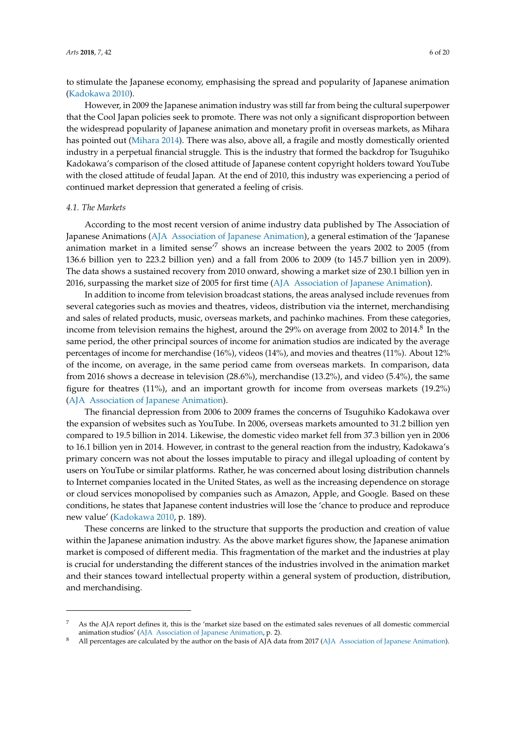to stimulate the Japanese economy, emphasising the spread and popularity of Japanese animation (Kadokawa 2010).

However, in 2009 the Japanese animation industry was still far from being the cultural superpower that the Cool Japan policies seek to promote. There was not only a significant disproportion between the widespread popularity of Japanese animation and monetary profit in overseas markets, as Mihara has pointed out (Mihara 2014). There was also, above all, a fragile and mostly domestically oriented industry in a perpetual financial struggle. This is the industry that formed the backdrop for Tsuguhiko Kadokawa's comparison of the closed attitude of Japanese content copyright holders toward YouTube with the closed attitude of feudal Japan. At the end of 2010, this industry was experiencing a period of continued market depression that generated a feeling of crisis.

### *4.1. The Markets*

According to the most recent version of anime industry data published by The Association of Japanese Animations (AJA Association of Japanese Animation), a general estimation of the 'Japanese animation market in a limited sense'[7] shows an increase between the years 2002 to 2005 (from 136.6 billion yen to 223.2 billion yen) and a fall from 2006 to 2009 (to 145.7 billion yen in 2009). The data shows a sustained recovery from 2010 onward, showing a market size of 230.1 billion yen in 2016, surpassing the market size of 2005 for first time (AJA Association of Japanese Animation).

In addition to income from television broadcast stations, the areas analysed include revenues from several categories such as movies and theatres, videos, distribution via the internet, merchandising and sales of related products, music, overseas markets, and pachinko machines. From these categories, income from television remains the highest, around the 29% on average from 2002 to 2014.[8] In the same period, the other principal sources of income for animation studios are indicated by the average percentages of income for merchandise (16%), videos (14%), and movies and theatres (11%). About 12% of the income, on average, in the same period came from overseas markets. In comparison, data from 2016 shows a decrease in television (28.6%), merchandise (13.2%), and video (5.4%), the same figure for theatres (11%), and an important growth for income from overseas markets (19.2%) (AJA Association of Japanese Animation).

The financial depression from 2006 to 2009 frames the concerns of Tsuguhiko Kadokawa over the expansion of websites such as YouTube. In 2006, overseas markets amounted to 31.2 billion yen compared to 19.5 billion in 2014. Likewise, the domestic video market fell from 37.3 billion yen in 2006 to 16.1 billion yen in 2014. However, in contrast to the general reaction from the industry, Kadokawa's primary concern was not about the losses imputable to piracy and illegal uploading of content by users on YouTube or similar platforms. Rather, he was concerned about losing distribution channels to Internet companies located in the United States, as well as the increasing dependence on storage or cloud services monopolised by companies such as Amazon, Apple, and Google. Based on these conditions, he states that Japanese content industries will lose the 'chance to produce and reproduce new value' (Kadokawa 2010, p. 189).

These concerns are linked to the structure that supports the production and creation of value within the Japanese animation industry. As the above market figures show, the Japanese animation market is composed of different media. This fragmentation of the market and the industries at play is crucial for understanding the different stances of the industries involved in the animation market and their stances toward intellectual property within a general system of production, distribution, and merchandising.

---

[7] As the AJA report defines it, this is the 'market size based on the estimated sales revenues of all domestic commercial animation studios' (AJA Association of Japanese Animation, p. 2).

[8] All percentages are calculated by the author on the basis of AJA data from 2017 (AJA Association of Japanese Animation).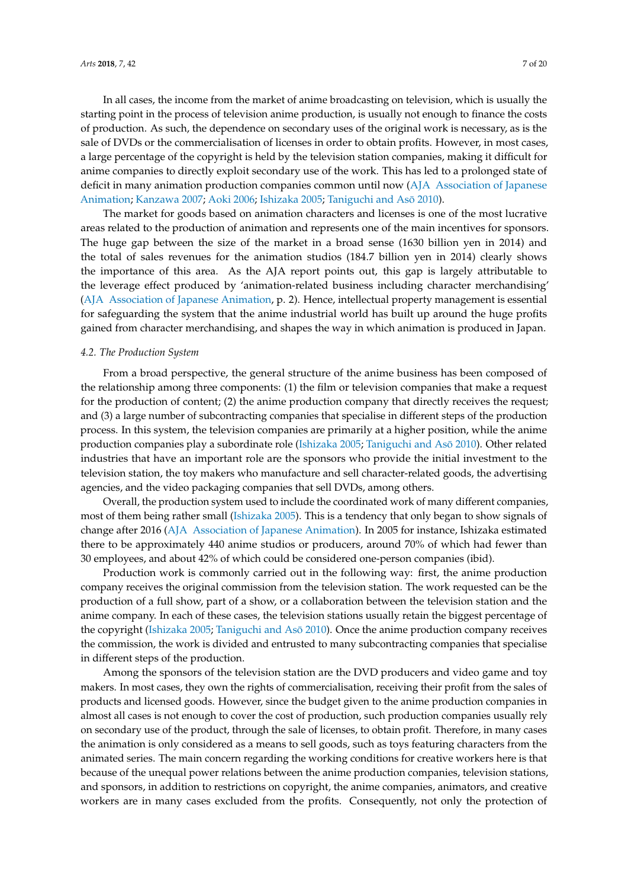In all cases, the income from the market of anime broadcasting on television, which is usually the starting point in the process of television anime production, is usually not enough to finance the costs of production. As such, the dependence on secondary uses of the original work is necessary, as is the sale of DVDs or the commercialisation of licenses in order to obtain profits. However, in most cases, a large percentage of the copyright is held by the television station companies, making it difficult for anime companies to directly exploit secondary use of the work. This has led to a prolonged state of deficit in many animation production companies common until now (AJA Association of Japanese Animation; Kanzawa 2007; Aoki 2006; Ishizaka 2005; Taniguchi and Asō 2010).

The market for goods based on animation characters and licenses is one of the most lucrative areas related to the production of animation and represents one of the main incentives for sponsors. The huge gap between the size of the market in a broad sense (1630 billion yen in 2014) and the total of sales revenues for the animation studios (184.7 billion yen in 2014) clearly shows the importance of this area. As the AJA report points out, this gap is largely attributable to the leverage effect produced by 'animation-related business including character merchandising' (AJA Association of Japanese Animation, p. 2). Hence, intellectual property management is essential for safeguarding the system that the anime industrial world has built up around the huge profits gained from character merchandising, and shapes the way in which animation is produced in Japan.

### *4.2. The Production System*

From a broad perspective, the general structure of the anime business has been composed of the relationship among three components: (1) the film or television companies that make a request for the production of content; (2) the anime production company that directly receives the request; and (3) a large number of subcontracting companies that specialise in different steps of the production process. In this system, the television companies are primarily at a higher position, while the anime production companies play a subordinate role (Ishizaka 2005; Taniguchi and Asō 2010). Other related industries that have an important role are the sponsors who provide the initial investment to the television station, the toy makers who manufacture and sell character-related goods, the advertising agencies, and the video packaging companies that sell DVDs, among others.

Overall, the production system used to include the coordinated work of many different companies, most of them being rather small (Ishizaka 2005). This is a tendency that only began to show signals of change after 2016 (AJA Association of Japanese Animation). In 2005 for instance, Ishizaka estimated there to be approximately 440 anime studios or producers, around 70% of which had fewer than 30 employees, and about 42% of which could be considered one-person companies (ibid).

Production work is commonly carried out in the following way: first, the anime production company receives the original commission from the television station. The work requested can be the production of a full show, part of a show, or a collaboration between the television station and the anime company. In each of these cases, the television stations usually retain the biggest percentage of the copyright (Ishizaka 2005; Taniguchi and Asō 2010). Once the anime production company receives the commission, the work is divided and entrusted to many subcontracting companies that specialise in different steps of the production.

Among the sponsors of the television station are the DVD producers and video game and toy makers. In most cases, they own the rights of commercialisation, receiving their profit from the sales of products and licensed goods. However, since the budget given to the anime production companies in almost all cases is not enough to cover the cost of production, such production companies usually rely on secondary use of the product, through the sale of licenses, to obtain profit. Therefore, in many cases the animation is only considered as a means to sell goods, such as toys featuring characters from the animated series. The main concern regarding the working conditions for creative workers here is that because of the unequal power relations between the anime production companies, television stations, and sponsors, in addition to restrictions on copyright, the anime companies, animators, and creative workers are in many cases excluded from the profits. Consequently, not only the protection of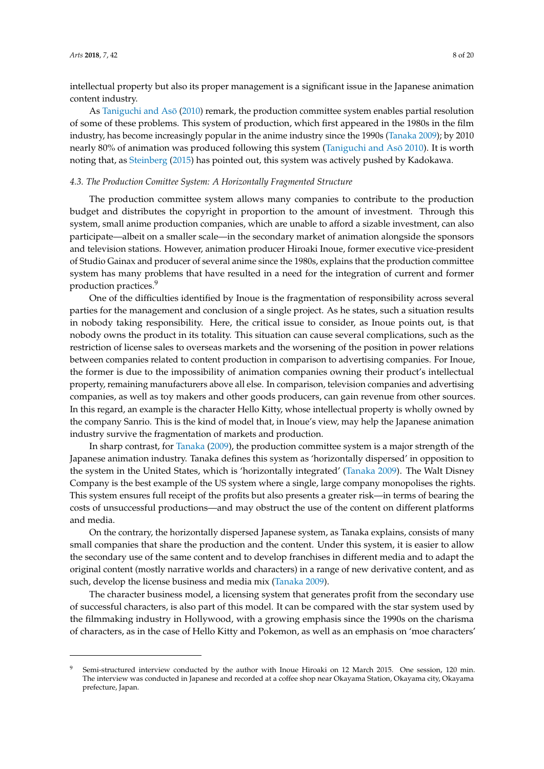intellectual property but also its proper management is a significant issue in the Japanese animation content industry.

As Taniguchi and Asō (2010) remark, the production committee system enables partial resolution of some of these problems. This system of production, which first appeared in the 1980s in the film industry, has become increasingly popular in the anime industry since the 1990s (Tanaka 2009); by 2010 nearly 80% of animation was produced following this system (Taniguchi and Asō 2010). It is worth noting that, as Steinberg (2015) has pointed out, this system was actively pushed by Kadokawa.

### 4.3. The Production Comittee System: A Horizontally Fragmented Structure

The production committee system allows many companies to contribute to the production budget and distributes the copyright in proportion to the amount of investment. Through this system, small anime production companies, which are unable to afford a sizable investment, can also participate—albeit on a smaller scale—in the secondary market of animation alongside the sponsors and television stations. However, animation producer Hiroaki Inoue, former executive vice-president of Studio Gainax and producer of several anime since the 1980s, explains that the production committee system has many problems that have resulted in a need for the integration of current and former production practices.[9]

One of the difficulties identified by Inoue is the fragmentation of responsibility across several parties for the management and conclusion of a single project. As he states, such a situation results in nobody taking responsibility. Here, the critical issue to consider, as Inoue points out, is that nobody owns the product in its totality. This situation can cause several complications, such as the restriction of license sales to overseas markets and the worsening of the position in power relations between companies related to content production in comparison to advertising companies. For Inoue, the former is due to the impossibility of animation companies owning their product's intellectual property, remaining manufacturers above all else. In comparison, television companies and advertising companies, as well as toy makers and other goods producers, can gain revenue from other sources. In this regard, an example is the character Hello Kitty, whose intellectual property is wholly owned by the company Sanrio. This is the kind of model that, in Inoue's view, may help the Japanese animation industry survive the fragmentation of markets and production.

In sharp contrast, for Tanaka (2009), the production committee system is a major strength of the Japanese animation industry. Tanaka defines this system as 'horizontally dispersed' in opposition to the system in the United States, which is 'horizontally integrated' (Tanaka 2009). The Walt Disney Company is the best example of the US system where a single, large company monopolises the rights. This system ensures full receipt of the profits but also presents a greater risk—in terms of bearing the costs of unsuccessful productions—and may obstruct the use of the content on different platforms and media.

On the contrary, the horizontally dispersed Japanese system, as Tanaka explains, consists of many small companies that share the production and the content. Under this system, it is easier to allow the secondary use of the same content and to develop franchises in different media and to adapt the original content (mostly narrative worlds and characters) in a range of new derivative content, and as such, develop the license business and media mix (Tanaka 2009).

The character business model, a licensing system that generates profit from the secondary use of successful characters, is also part of this model. It can be compared with the star system used by the filmmaking industry in Hollywood, with a growing emphasis since the 1990s on the charisma of characters, as in the case of Hello Kitty and Pokemon, as well as an emphasis on 'moe characters'

---

[9] Semi-structured interview conducted by the author with Inoue Hiroaki on 12 March 2015. One session, 120 min. The interview was conducted in Japanese and recorded at a coffee shop near Okayama Station, Okayama city, Okayama prefecture, Japan.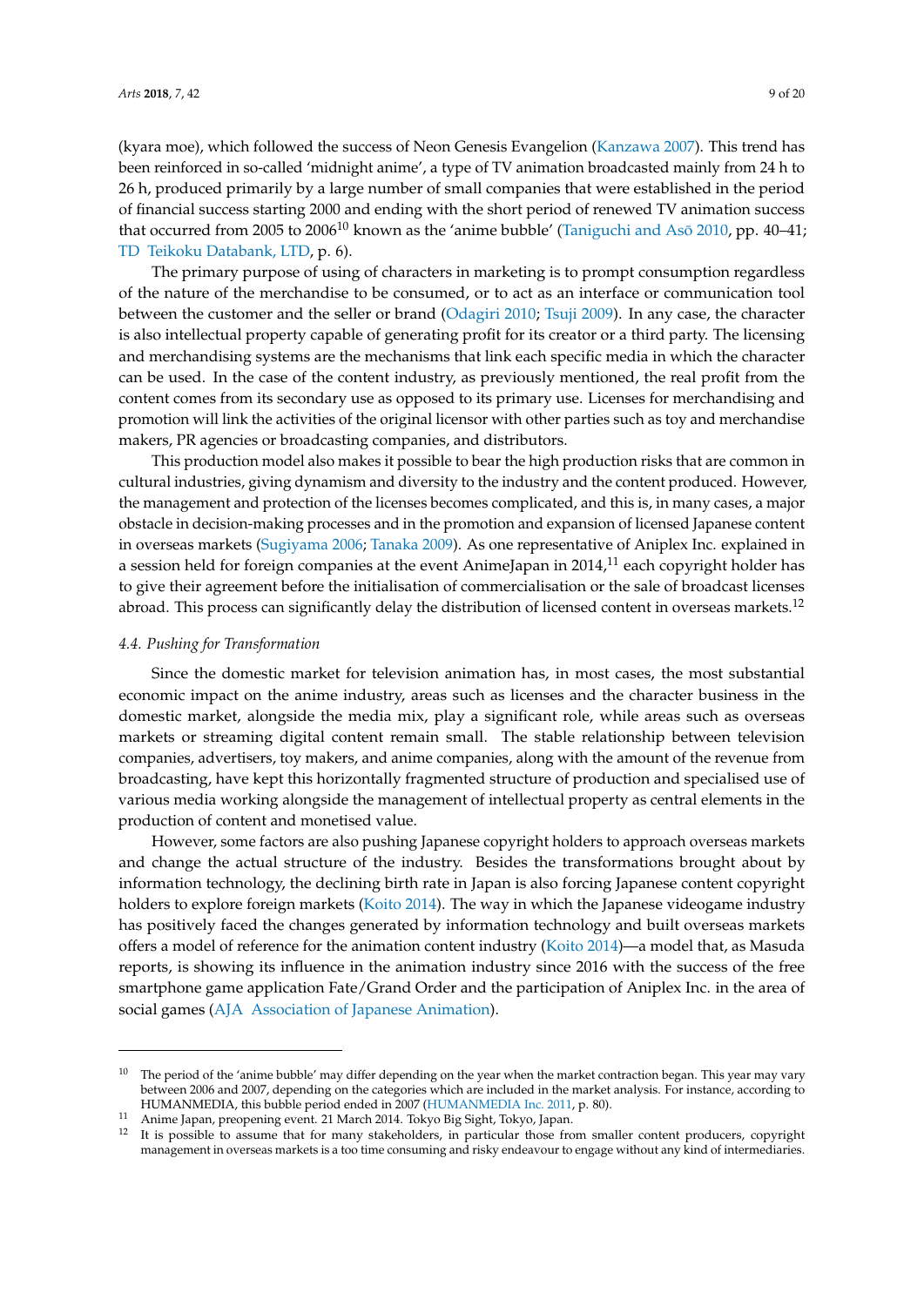(kyara moe), which followed the success of Neon Genesis Evangelion (Kanzawa 2007). This trend has been reinforced in so-called 'midnight anime', a type of TV animation broadcasted mainly from 24 h to 26 h, produced primarily by a large number of small companies that were established in the period of financial success starting 2000 and ending with the short period of renewed TV animation success that occurred from 2005 to 2006[10] known as the 'anime bubble' (Taniguchi and Asō 2010, pp. 40–41; TD Teikoku Databank, LTD, p. 6).

The primary purpose of using of characters in marketing is to prompt consumption regardless of the nature of the merchandise to be consumed, or to act as an interface or communication tool between the customer and the seller or brand (Odagiri 2010; Tsuji 2009). In any case, the character is also intellectual property capable of generating profit for its creator or a third party. The licensing and merchandising systems are the mechanisms that link each specific media in which the character can be used. In the case of the content industry, as previously mentioned, the real profit from the content comes from its secondary use as opposed to its primary use. Licenses for merchandising and promotion will link the activities of the original licensor with other parties such as toy and merchandise makers, PR agencies or broadcasting companies, and distributors.

This production model also makes it possible to bear the high production risks that are common in cultural industries, giving dynamism and diversity to the industry and the content produced. However, the management and protection of the licenses becomes complicated, and this is, in many cases, a major obstacle in decision-making processes and in the promotion and expansion of licensed Japanese content in overseas markets (Sugiyama 2006; Tanaka 2009). As one representative of Aniplex Inc. explained in a session held for foreign companies at the event AnimeJapan in 2014,[11] each copyright holder has to give their agreement before the initialisation of commercialisation or the sale of broadcast licenses abroad. This process can significantly delay the distribution of licensed content in overseas markets.[12]

### *4.4. Pushing for Transformation*

Since the domestic market for television animation has, in most cases, the most substantial economic impact on the anime industry, areas such as licenses and the character business in the domestic market, alongside the media mix, play a significant role, while areas such as overseas markets or streaming digital content remain small. The stable relationship between television companies, advertisers, toy makers, and anime companies, along with the amount of the revenue from broadcasting, have kept this horizontally fragmented structure of production and specialised use of various media working alongside the management of intellectual property as central elements in the production of content and monetised value.

However, some factors are also pushing Japanese copyright holders to approach overseas markets and change the actual structure of the industry. Besides the transformations brought about by information technology, the declining birth rate in Japan is also forcing Japanese content copyright holders to explore foreign markets (Koito 2014). The way in which the Japanese videogame industry has positively faced the changes generated by information technology and built overseas markets offers a model of reference for the animation content industry (Koito 2014)—a model that, as Masuda reports, is showing its influence in the animation industry since 2016 with the success of the free smartphone game application Fate/Grand Order and the participation of Aniplex Inc. in the area of social games (AJA Association of Japanese Animation).

---

[10] The period of the 'anime bubble' may differ depending on the year when the market contraction began. This year may vary between 2006 and 2007, depending on the categories which are included in the market analysis. For instance, according to HUMANMEDIA, this bubble period ended in 2007 (HUMANMEDIA Inc. 2011, p. 80).

[11] Anime Japan, preopening event. 21 March 2014. Tokyo Big Sight, Tokyo, Japan.

[12] It is possible to assume that for many stakeholders, in particular those from smaller content producers, copyright management in overseas markets is a too time consuming and risky endeavour to engage without any kind of intermediaries.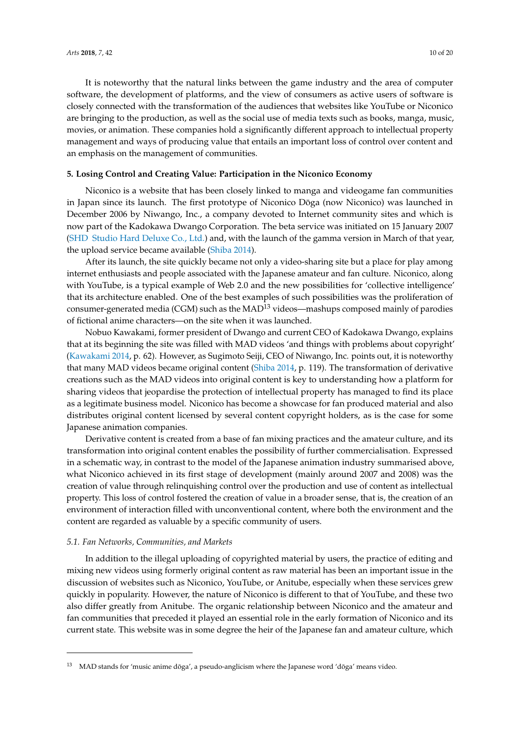It is noteworthy that the natural links between the game industry and the area of computer software, the development of platforms, and the view of consumers as active users of software is closely connected with the transformation of the audiences that websites like YouTube or Niconico are bringing to the production, as well as the social use of media texts such as books, manga, music, movies, or animation. These companies hold a significantly different approach to intellectual property management and ways of producing value that entails an important loss of control over content and an emphasis on the management of communities.

## 5. Losing Control and Creating Value: Participation in the Niconico Economy

Niconico is a website that has been closely linked to manga and videogame fan communities in Japan since its launch. The first prototype of Niconico Dōga (now Niconico) was launched in December 2006 by Niwango, Inc., a company devoted to Internet community sites and which is now part of the Kadokawa Dwango Corporation. The beta service was initiated on 15 January 2007 (SHD Studio Hard Deluxe Co., Ltd.) and, with the launch of the gamma version in March of that year, the upload service became available (Shiba 2014).

After its launch, the site quickly became not only a video-sharing site but a place for play among internet enthusiasts and people associated with the Japanese amateur and fan culture. Niconico, along with YouTube, is a typical example of Web 2.0 and the new possibilities for 'collective intelligence' that its architecture enabled. One of the best examples of such possibilities was the proliferation of consumer-generated media (CGM) such as the MAD[13] videos—mashups composed mainly of parodies of fictional anime characters—on the site when it was launched.

Nobuo Kawakami, former president of Dwango and current CEO of Kadokawa Dwango, explains that at its beginning the site was filled with MAD videos 'and things with problems about copyright' (Kawakami 2014, p. 62). However, as Sugimoto Seiji, CEO of Niwango, Inc. points out, it is noteworthy that many MAD videos became original content (Shiba 2014, p. 119). The transformation of derivative creations such as the MAD videos into original content is key to understanding how a platform for sharing videos that jeopardise the protection of intellectual property has managed to find its place as a legitimate business model. Niconico has become a showcase for fan produced material and also distributes original content licensed by several content copyright holders, as is the case for some Japanese animation companies.

Derivative content is created from a base of fan mixing practices and the amateur culture, and its transformation into original content enables the possibility of further commercialisation. Expressed in a schematic way, in contrast to the model of the Japanese animation industry summarised above, what Niconico achieved in its first stage of development (mainly around 2007 and 2008) was the creation of value through relinquishing control over the production and use of content as intellectual property. This loss of control fostered the creation of value in a broader sense, that is, the creation of an environment of interaction filled with unconventional content, where both the environment and the content are regarded as valuable by a specific community of users.

### *5.1. Fan Networks, Communities, and Markets*

In addition to the illegal uploading of copyrighted material by users, the practice of editing and mixing new videos using formerly original content as raw material has been an important issue in the discussion of websites such as Niconico, YouTube, or Anitube, especially when these services grew quickly in popularity. However, the nature of Niconico is different to that of YouTube, and these two also differ greatly from Anitube. The organic relationship between Niconico and the amateur and fan communities that preceded it played an essential role in the early formation of Niconico and its current state. This website was in some degree the heir of the Japanese fan and amateur culture, which

---

[13] MAD stands for 'music anime dōga', a pseudo-anglicism where the Japanese word 'dōga' means video.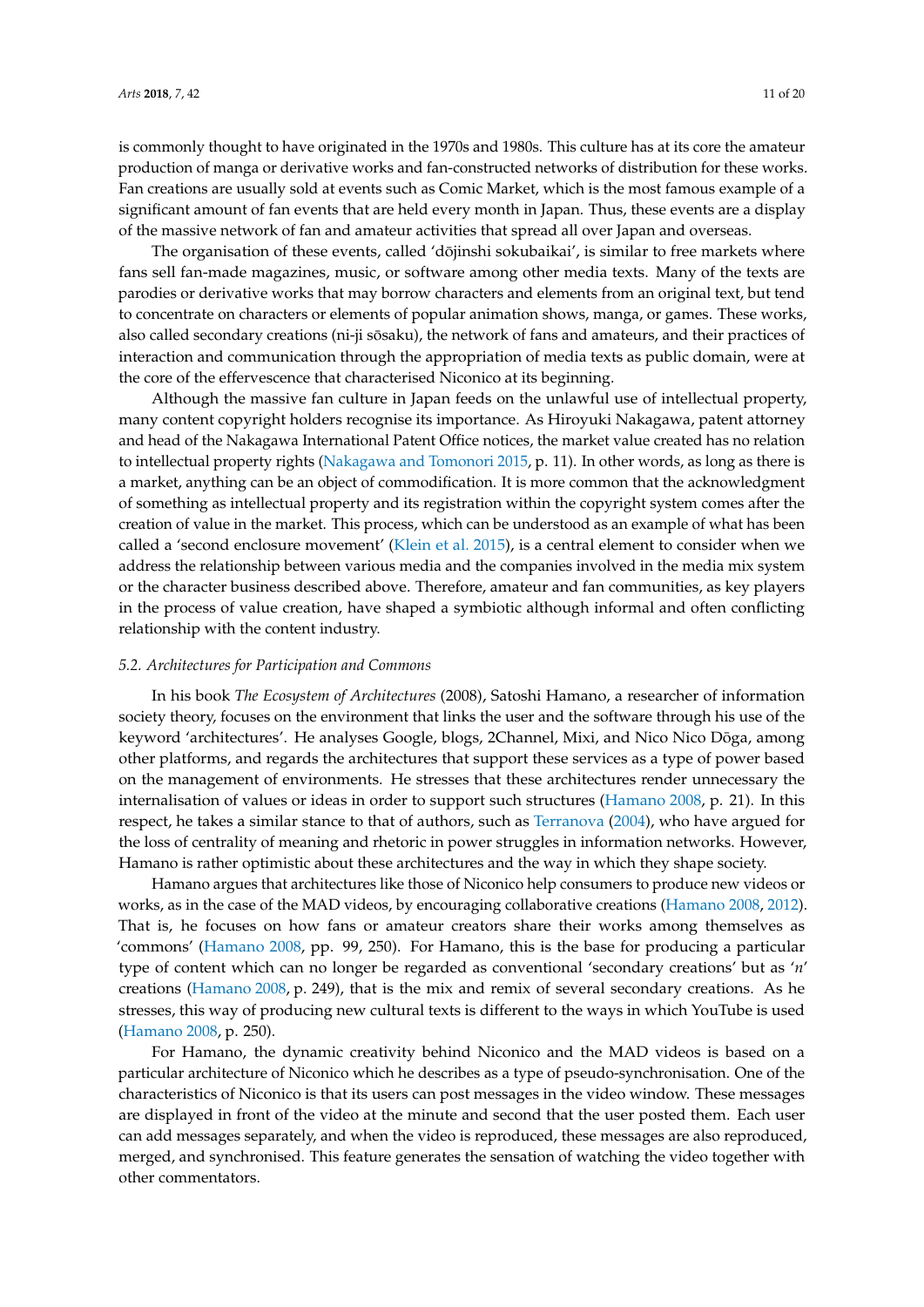is commonly thought to have originated in the 1970s and 1980s. This culture has at its core the amateur production of manga or derivative works and fan-constructed networks of distribution for these works. Fan creations are usually sold at events such as Comic Market, which is the most famous example of a significant amount of fan events that are held every month in Japan. Thus, these events are a display of the massive network of fan and amateur activities that spread all over Japan and overseas.

The organisation of these events, called 'dōjinshi sokubaikai', is similar to free markets where fans sell fan-made magazines, music, or software among other media texts. Many of the texts are parodies or derivative works that may borrow characters and elements from an original text, but tend to concentrate on characters or elements of popular animation shows, manga, or games. These works, also called secondary creations (ni-ji sōsaku), the network of fans and amateurs, and their practices of interaction and communication through the appropriation of media texts as public domain, were at the core of the effervescence that characterised Niconico at its beginning.

Although the massive fan culture in Japan feeds on the unlawful use of intellectual property, many content copyright holders recognise its importance. As Hiroyuki Nakagawa, patent attorney and head of the Nakagawa International Patent Office notices, the market value created has no relation to intellectual property rights (Nakagawa and Tomonori 2015, p. 11). In other words, as long as there is a market, anything can be an object of commodification. It is more common that the acknowledgment of something as intellectual property and its registration within the copyright system comes after the creation of value in the market. This process, which can be understood as an example of what has been called a 'second enclosure movement' (Klein et al. 2015), is a central element to consider when we address the relationship between various media and the companies involved in the media mix system or the character business described above. Therefore, amateur and fan communities, as key players in the process of value creation, have shaped a symbiotic although informal and often conflicting relationship with the content industry.

### *5.2. Architectures for Participation and Commons*

In his book *The Ecosystem of Architectures* (2008), Satoshi Hamano, a researcher of information society theory, focuses on the environment that links the user and the software through his use of the keyword 'architectures'. He analyses Google, blogs, 2Channel, Mixi, and Nico Nico Dōga, among other platforms, and regards the architectures that support these services as a type of power based on the management of environments. He stresses that these architectures render unnecessary the internalisation of values or ideas in order to support such structures (Hamano 2008, p. 21). In this respect, he takes a similar stance to that of authors, such as Terranova (2004), who have argued for the loss of centrality of meaning and rhetoric in power struggles in information networks. However, Hamano is rather optimistic about these architectures and the way in which they shape society.

Hamano argues that architectures like those of Niconico help consumers to produce new videos or works, as in the case of the MAD videos, by encouraging collaborative creations (Hamano 2008, 2012). That is, he focuses on how fans or amateur creators share their works among themselves as 'commons' (Hamano 2008, pp. 99, 250). For Hamano, this is the base for producing a particular type of content which can no longer be regarded as conventional 'secondary creations' but as '*n*' creations (Hamano 2008, p. 249), that is the mix and remix of several secondary creations. As he stresses, this way of producing new cultural texts is different to the ways in which YouTube is used (Hamano 2008, p. 250).

For Hamano, the dynamic creativity behind Niconico and the MAD videos is based on a particular architecture of Niconico which he describes as a type of pseudo-synchronisation. One of the characteristics of Niconico is that its users can post messages in the video window. These messages are displayed in front of the video at the minute and second that the user posted them. Each user can add messages separately, and when the video is reproduced, these messages are also reproduced, merged, and synchronised. This feature generates the sensation of watching the video together with other commentators.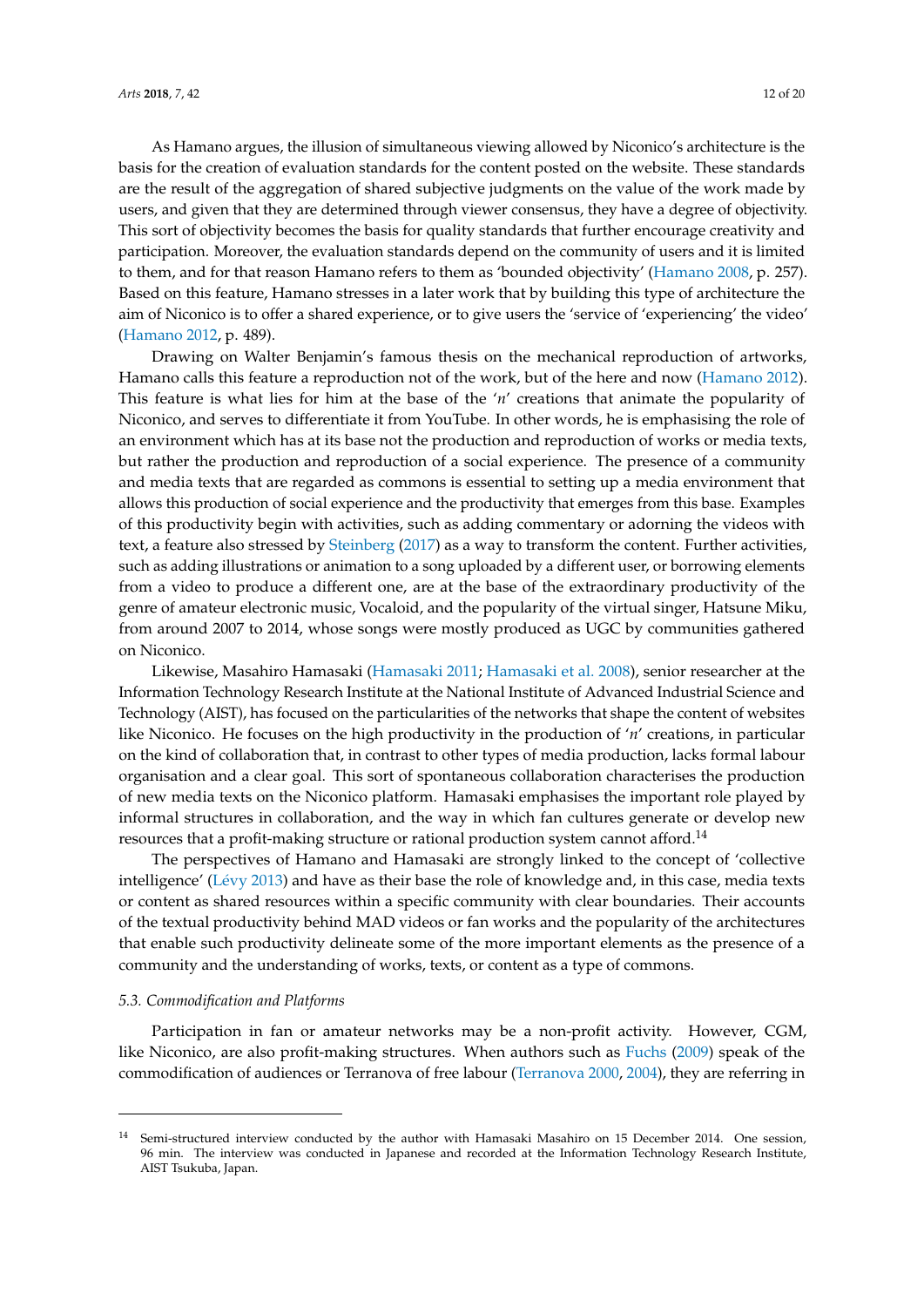As Hamano argues, the illusion of simultaneous viewing allowed by Niconico's architecture is the basis for the creation of evaluation standards for the content posted on the website. These standards are the result of the aggregation of shared subjective judgments on the value of the work made by users, and given that they are determined through viewer consensus, they have a degree of objectivity. This sort of objectivity becomes the basis for quality standards that further encourage creativity and participation. Moreover, the evaluation standards depend on the community of users and it is limited to them, and for that reason Hamano refers to them as 'bounded objectivity' (Hamano 2008, p. 257). Based on this feature, Hamano stresses in a later work that by building this type of architecture the aim of Niconico is to offer a shared experience, or to give users the 'service of 'experiencing' the video' (Hamano 2012, p. 489).

Drawing on Walter Benjamin's famous thesis on the mechanical reproduction of artworks, Hamano calls this feature a reproduction not of the work, but of the here and now (Hamano 2012). This feature is what lies for him at the base of the '*n*' creations that animate the popularity of Niconico, and serves to differentiate it from YouTube. In other words, he is emphasising the role of an environment which has at its base not the production and reproduction of works or media texts, but rather the production and reproduction of a social experience. The presence of a community and media texts that are regarded as commons is essential to setting up a media environment that allows this production of social experience and the productivity that emerges from this base. Examples of this productivity begin with activities, such as adding commentary or adorning the videos with text, a feature also stressed by Steinberg (2017) as a way to transform the content. Further activities, such as adding illustrations or animation to a song uploaded by a different user, or borrowing elements from a video to produce a different one, are at the base of the extraordinary productivity of the genre of amateur electronic music, Vocaloid, and the popularity of the virtual singer, Hatsune Miku, from around 2007 to 2014, whose songs were mostly produced as UGC by communities gathered on Niconico.

Likewise, Masahiro Hamasaki (Hamasaki 2011; Hamasaki et al. 2008), senior researcher at the Information Technology Research Institute at the National Institute of Advanced Industrial Science and Technology (AIST), has focused on the particularities of the networks that shape the content of websites like Niconico. He focuses on the high productivity in the production of '*n*' creations, in particular on the kind of collaboration that, in contrast to other types of media production, lacks formal labour organisation and a clear goal. This sort of spontaneous collaboration characterises the production of new media texts on the Niconico platform. Hamasaki emphasises the important role played by informal structures in collaboration, and the way in which fan cultures generate or develop new resources that a profit-making structure or rational production system cannot afford.[14]

The perspectives of Hamano and Hamasaki are strongly linked to the concept of 'collective intelligence' (Lévy 2013) and have as their base the role of knowledge and, in this case, media texts or content as shared resources within a specific community with clear boundaries. Their accounts of the textual productivity behind MAD videos or fan works and the popularity of the architectures that enable such productivity delineate some of the more important elements as the presence of a community and the understanding of works, texts, or content as a type of commons.

### *5.3. Commodification and Platforms*

Participation in fan or amateur networks may be a non-profit activity. However, CGM, like Niconico, are also profit-making structures. When authors such as Fuchs (2009) speak of the commodification of audiences or Terranova of free labour (Terranova 2000, 2004), they are referring in

---

[14] Semi-structured interview conducted by the author with Hamasaki Masahiro on 15 December 2014. One session, 96 min. The interview was conducted in Japanese and recorded at the Information Technology Research Institute, AIST Tsukuba, Japan.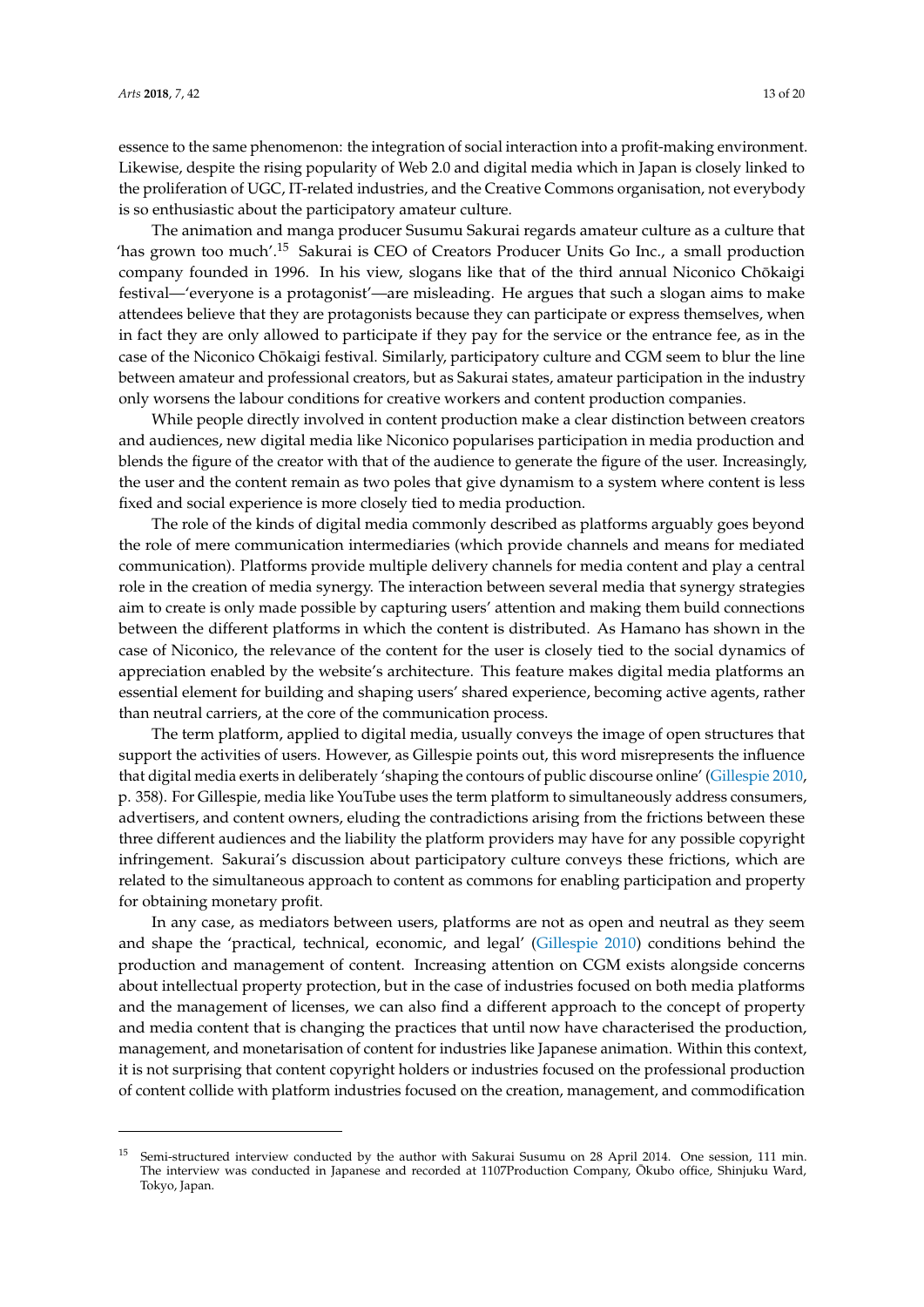essence to the same phenomenon: the integration of social interaction into a profit-making environment. Likewise, despite the rising popularity of Web 2.0 and digital media which in Japan is closely linked to the proliferation of UGC, IT-related industries, and the Creative Commons organisation, not everybody is so enthusiastic about the participatory amateur culture.

The animation and manga producer Susumu Sakurai regards amateur culture as a culture that 'has grown too much'.[15] Sakurai is CEO of Creators Producer Units Go Inc., a small production company founded in 1996. In his view, slogans like that of the third annual Niconico Chōkaigi festival—'everyone is a protagonist'—are misleading. He argues that such a slogan aims to make attendees believe that they are protagonists because they can participate or express themselves, when in fact they are only allowed to participate if they pay for the service or the entrance fee, as in the case of the Niconico Chōkaigi festival. Similarly, participatory culture and CGM seem to blur the line between amateur and professional creators, but as Sakurai states, amateur participation in the industry only worsens the labour conditions for creative workers and content production companies.

While people directly involved in content production make a clear distinction between creators and audiences, new digital media like Niconico popularises participation in media production and blends the figure of the creator with that of the audience to generate the figure of the user. Increasingly, the user and the content remain as two poles that give dynamism to a system where content is less fixed and social experience is more closely tied to media production.

The role of the kinds of digital media commonly described as platforms arguably goes beyond the role of mere communication intermediaries (which provide channels and means for mediated communication). Platforms provide multiple delivery channels for media content and play a central role in the creation of media synergy. The interaction between several media that synergy strategies aim to create is only made possible by capturing users' attention and making them build connections between the different platforms in which the content is distributed. As Hamano has shown in the case of Niconico, the relevance of the content for the user is closely tied to the social dynamics of appreciation enabled by the website's architecture. This feature makes digital media platforms an essential element for building and shaping users' shared experience, becoming active agents, rather than neutral carriers, at the core of the communication process.

The term platform, applied to digital media, usually conveys the image of open structures that support the activities of users. However, as Gillespie points out, this word misrepresents the influence that digital media exerts in deliberately 'shaping the contours of public discourse online' (Gillespie 2010, p. 358). For Gillespie, media like YouTube uses the term platform to simultaneously address consumers, advertisers, and content owners, eluding the contradictions arising from the frictions between these three different audiences and the liability the platform providers may have for any possible copyright infringement. Sakurai's discussion about participatory culture conveys these frictions, which are related to the simultaneous approach to content as commons for enabling participation and property for obtaining monetary profit.

In any case, as mediators between users, platforms are not as open and neutral as they seem and shape the 'practical, technical, economic, and legal' (Gillespie 2010) conditions behind the production and management of content. Increasing attention on CGM exists alongside concerns about intellectual property protection, but in the case of industries focused on both media platforms and the management of licenses, we can also find a different approach to the concept of property and media content that is changing the practices that until now have characterised the production, management, and monetarisation of content for industries like Japanese animation. Within this context, it is not surprising that content copyright holders or industries focused on the professional production of content collide with platform industries focused on the creation, management, and commodification

---

[15] Semi-structured interview conducted by the author with Sakurai Susumu on 28 April 2014. One session, 111 min. The interview was conducted in Japanese and recorded at 1107Production Company, Ōkubo office, Shinjuku Ward, Tokyo, Japan.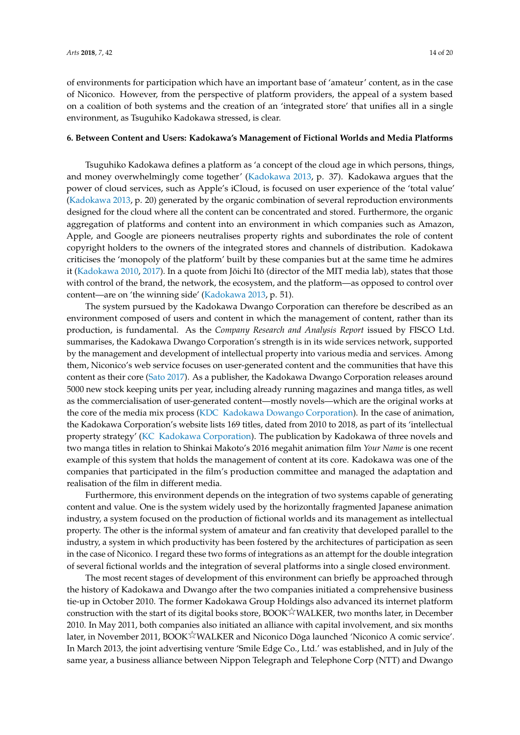of environments for participation which have an important base of 'amateur' content, as in the case of Niconico. However, from the perspective of platform providers, the appeal of a system based on a coalition of both systems and the creation of an 'integrated store' that unifies all in a single environment, as Tsuguhiko Kadokawa stressed, is clear.

## 6. Between Content and Users: Kadokawa's Management of Fictional Worlds and Media Platforms

Tsuguhiko Kadokawa defines a platform as 'a concept of the cloud age in which persons, things, and money overwhelmingly come together' (Kadokawa 2013, p. 37). Kadokawa argues that the power of cloud services, such as Apple's iCloud, is focused on user experience of the 'total value' (Kadokawa 2013, p. 20) generated by the organic combination of several reproduction environments designed for the cloud where all the content can be concentrated and stored. Furthermore, the organic aggregation of platforms and content into an environment in which companies such as Amazon, Apple, and Google are pioneers neutralises property rights and subordinates the role of content copyright holders to the owners of the integrated stores and channels of distribution. Kadokawa criticises the 'monopoly of the platform' built by these companies but at the same time he admires it (Kadokawa 2010, 2017). In a quote from Jōichi Itō (director of the MIT media lab), states that those with control of the brand, the network, the ecosystem, and the platform—as opposed to control over content—are on 'the winning side' (Kadokawa 2013, p. 51).

The system pursued by the Kadokawa Dwango Corporation can therefore be described as an environment composed of users and content in which the management of content, rather than its production, is fundamental. As the *Company Research and Analysis Report* issued by FISCO Ltd. summarises, the Kadokawa Dwango Corporation's strength is in its wide services network, supported by the management and development of intellectual property into various media and services. Among them, Niconico's web service focuses on user-generated content and the communities that have this content as their core (Sato 2017). As a publisher, the Kadokawa Dwango Corporation releases around 5000 new stock keeping units per year, including already running magazines and manga titles, as well as the commercialisation of user-generated content—mostly novels—which are the original works at the core of the media mix process (KDC Kadokawa Dowango Corporation). In the case of animation, the Kadokawa Corporation's website lists 169 titles, dated from 2010 to 2018, as part of its 'intellectual property strategy' (KC Kadokawa Corporation). The publication by Kadokawa of three novels and two manga titles in relation to Shinkai Makoto's 2016 megahit animation film *Your Name* is one recent example of this system that holds the management of content at its core. Kadokawa was one of the companies that participated in the film's production committee and managed the adaptation and realisation of the film in different media.

Furthermore, this environment depends on the integration of two systems capable of generating content and value. One is the system widely used by the horizontally fragmented Japanese animation industry, a system focused on the production of fictional worlds and its management as intellectual property. The other is the informal system of amateur and fan creativity that developed parallel to the industry, a system in which productivity has been fostered by the architectures of participation as seen in the case of Niconico. I regard these two forms of integrations as an attempt for the double integration of several fictional worlds and the integration of several platforms into a single closed environment.

The most recent stages of development of this environment can briefly be approached through the history of Kadokawa and Dwango after the two companies initiated a comprehensive business tie-up in October 2010. The former Kadokawa Group Holdings also advanced its internet platform construction with the start of its digital books store, BOOK☆WALKER, two months later, in December 2010. In May 2011, both companies also initiated an alliance with capital involvement, and six months later, in November 2011, BOOK☆WALKER and Niconico Dōga launched 'Niconico A comic service'. In March 2013, the joint advertising venture 'Smile Edge Co., Ltd.' was established, and in July of the same year, a business alliance between Nippon Telegraph and Telephone Corp (NTT) and Dwango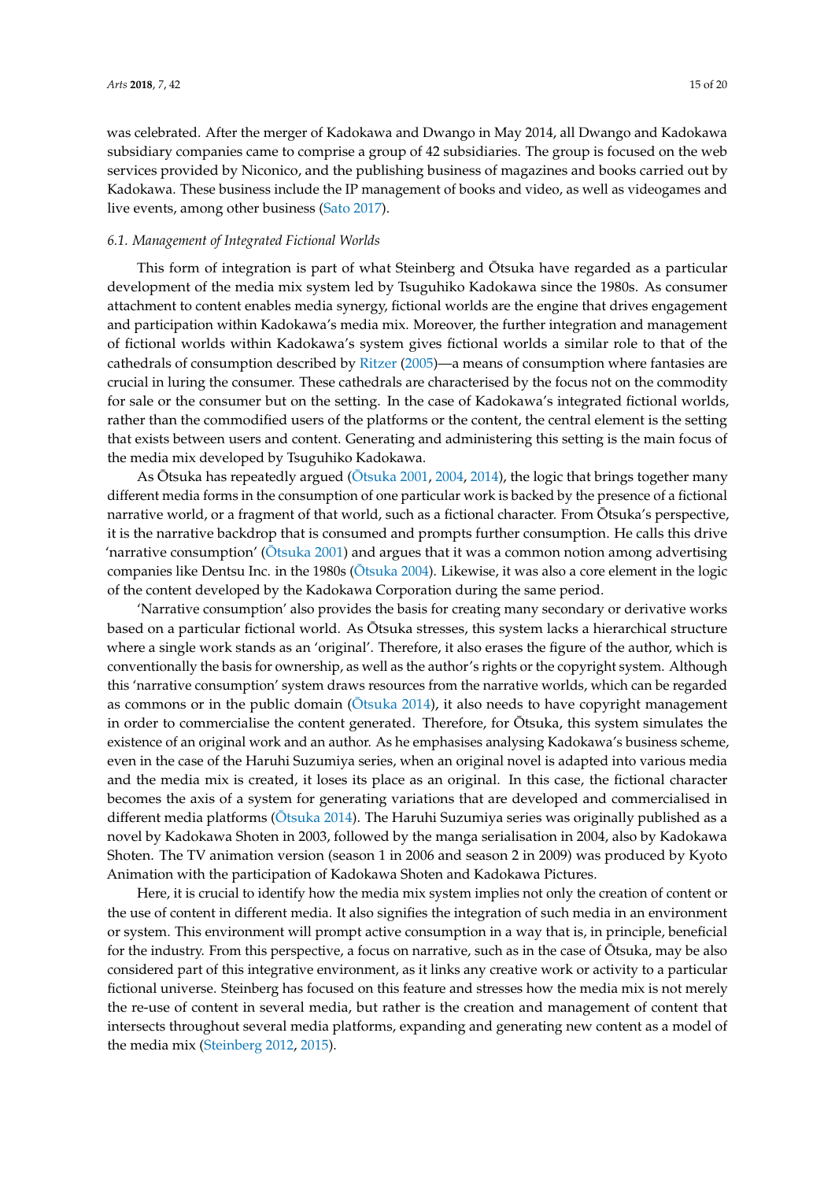was celebrated. After the merger of Kadokawa and Dwango in May 2014, all Dwango and Kadokawa subsidiary companies came to comprise a group of 42 subsidiaries. The group is focused on the web services provided by Niconico, and the publishing business of magazines and books carried out by Kadokawa. These business include the IP management of books and video, as well as videogames and live events, among other business (Sato 2017).

### *6.1. Management of Integrated Fictional Worlds*

This form of integration is part of what Steinberg and Ōtsuka have regarded as a particular development of the media mix system led by Tsuguhiko Kadokawa since the 1980s. As consumer attachment to content enables media synergy, fictional worlds are the engine that drives engagement and participation within Kadokawa's media mix. Moreover, the further integration and management of fictional worlds within Kadokawa's system gives fictional worlds a similar role to that of the cathedrals of consumption described by Ritzer (2005)—a means of consumption where fantasies are crucial in luring the consumer. These cathedrals are characterised by the focus not on the commodity for sale or the consumer but on the setting. In the case of Kadokawa's integrated fictional worlds, rather than the commodified users of the platforms or the content, the central element is the setting that exists between users and content. Generating and administering this setting is the main focus of the media mix developed by Tsuguhiko Kadokawa.

As Ōtsuka has repeatedly argued (Ōtsuka 2001, 2004, 2014), the logic that brings together many different media forms in the consumption of one particular work is backed by the presence of a fictional narrative world, or a fragment of that world, such as a fictional character. From Ōtsuka's perspective, it is the narrative backdrop that is consumed and prompts further consumption. He calls this drive 'narrative consumption' (Ōtsuka 2001) and argues that it was a common notion among advertising companies like Dentsu Inc. in the 1980s (Ōtsuka 2004). Likewise, it was also a core element in the logic of the content developed by the Kadokawa Corporation during the same period.

'Narrative consumption' also provides the basis for creating many secondary or derivative works based on a particular fictional world. As Ōtsuka stresses, this system lacks a hierarchical structure where a single work stands as an 'original'. Therefore, it also erases the figure of the author, which is conventionally the basis for ownership, as well as the author's rights or the copyright system. Although this 'narrative consumption' system draws resources from the narrative worlds, which can be regarded as commons or in the public domain (Ōtsuka 2014), it also needs to have copyright management in order to commercialise the content generated. Therefore, for Ōtsuka, this system simulates the existence of an original work and an author. As he emphasises analysing Kadokawa's business scheme, even in the case of the Haruhi Suzumiya series, when an original novel is adapted into various media and the media mix is created, it loses its place as an original. In this case, the fictional character becomes the axis of a system for generating variations that are developed and commercialised in different media platforms (Ōtsuka 2014). The Haruhi Suzumiya series was originally published as a novel by Kadokawa Shoten in 2003, followed by the manga serialisation in 2004, also by Kadokawa Shoten. The TV animation version (season 1 in 2006 and season 2 in 2009) was produced by Kyoto Animation with the participation of Kadokawa Shoten and Kadokawa Pictures.

Here, it is crucial to identify how the media mix system implies not only the creation of content or the use of content in different media. It also signifies the integration of such media in an environment or system. This environment will prompt active consumption in a way that is, in principle, beneficial for the industry. From this perspective, a focus on narrative, such as in the case of Ōtsuka, may be also considered part of this integrative environment, as it links any creative work or activity to a particular fictional universe. Steinberg has focused on this feature and stresses how the media mix is not merely the re-use of content in several media, but rather is the creation and management of content that intersects throughout several media platforms, expanding and generating new content as a model of the media mix (Steinberg 2012, 2015).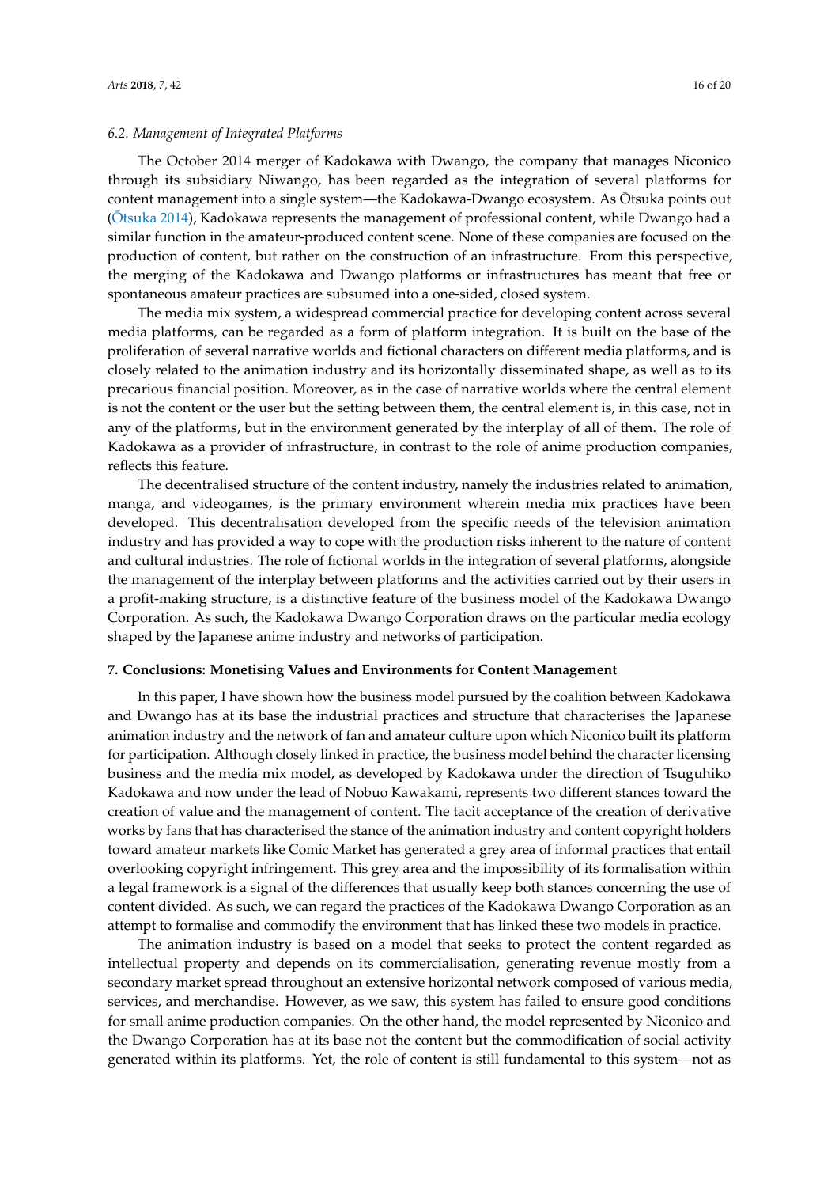### 6.2. Management of Integrated Platforms

The October 2014 merger of Kadokawa with Dwango, the company that manages Niconico through its subsidiary Niwango, has been regarded as the integration of several platforms for content management into a single system—the Kadokawa-Dwango ecosystem. As Ōtsuka points out (Ōtsuka 2014), Kadokawa represents the management of professional content, while Dwango had a similar function in the amateur-produced content scene. None of these companies are focused on the production of content, but rather on the construction of an infrastructure. From this perspective, the merging of the Kadokawa and Dwango platforms or infrastructures has meant that free or spontaneous amateur practices are subsumed into a one-sided, closed system.

The media mix system, a widespread commercial practice for developing content across several media platforms, can be regarded as a form of platform integration. It is built on the base of the proliferation of several narrative worlds and fictional characters on different media platforms, and is closely related to the animation industry and its horizontally disseminated shape, as well as to its precarious financial position. Moreover, as in the case of narrative worlds where the central element is not the content or the user but the setting between them, the central element is, in this case, not in any of the platforms, but in the environment generated by the interplay of all of them. The role of Kadokawa as a provider of infrastructure, in contrast to the role of anime production companies, reflects this feature.

The decentralised structure of the content industry, namely the industries related to animation, manga, and videogames, is the primary environment wherein media mix practices have been developed. This decentralisation developed from the specific needs of the television animation industry and has provided a way to cope with the production risks inherent to the nature of content and cultural industries. The role of fictional worlds in the integration of several platforms, alongside the management of the interplay between platforms and the activities carried out by their users in a profit-making structure, is a distinctive feature of the business model of the Kadokawa Dwango Corporation. As such, the Kadokawa Dwango Corporation draws on the particular media ecology shaped by the Japanese anime industry and networks of participation.

## 7. Conclusions: Monetising Values and Environments for Content Management

In this paper, I have shown how the business model pursued by the coalition between Kadokawa and Dwango has at its base the industrial practices and structure that characterises the Japanese animation industry and the network of fan and amateur culture upon which Niconico built its platform for participation. Although closely linked in practice, the business model behind the character licensing business and the media mix model, as developed by Kadokawa under the direction of Tsuguhiko Kadokawa and now under the lead of Nobuo Kawakami, represents two different stances toward the creation of value and the management of content. The tacit acceptance of the creation of derivative works by fans that has characterised the stance of the animation industry and content copyright holders toward amateur markets like Comic Market has generated a grey area of informal practices that entail overlooking copyright infringement. This grey area and the impossibility of its formalisation within a legal framework is a signal of the differences that usually keep both stances concerning the use of content divided. As such, we can regard the practices of the Kadokawa Dwango Corporation as an attempt to formalise and commodify the environment that has linked these two models in practice.

The animation industry is based on a model that seeks to protect the content regarded as intellectual property and depends on its commercialisation, generating revenue mostly from a secondary market spread throughout an extensive horizontal network composed of various media, services, and merchandise. However, as we saw, this system has failed to ensure good conditions for small anime production companies. On the other hand, the model represented by Niconico and the Dwango Corporation has at its base not the content but the commodification of social activity generated within its platforms. Yet, the role of content is still fundamental to this system—not as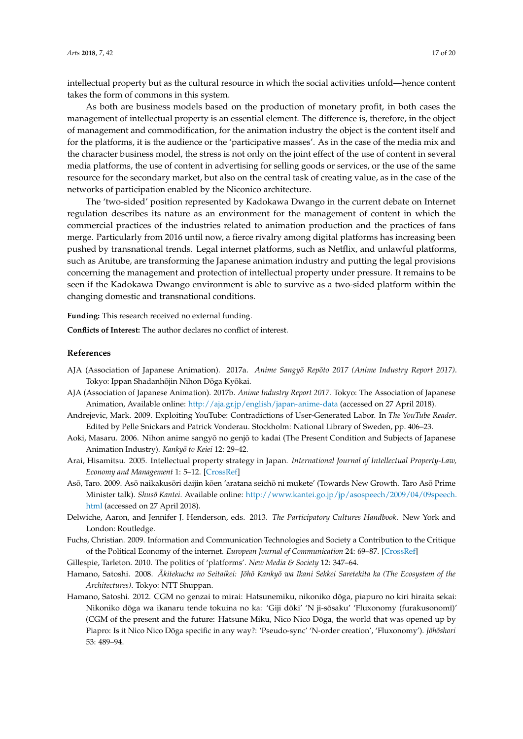intellectual property but as the cultural resource in which the social activities unfold—hence content takes the form of commons in this system.

As both are business models based on the production of monetary profit, in both cases the management of intellectual property is an essential element. The difference is, therefore, in the object of management and commodification, for the animation industry the object is the content itself and for the platforms, it is the audience or the 'participative masses'. As in the case of the media mix and the character business model, the stress is not only on the joint effect of the use of content in several media platforms, the use of content in advertising for selling goods or services, or the use of the same resource for the secondary market, but also on the central task of creating value, as in the case of the networks of participation enabled by the Niconico architecture.

The 'two-sided' position represented by Kadokawa Dwango in the current debate on Internet regulation describes its nature as an environment for the management of content in which the commercial practices of the industries related to animation production and the practices of fans merge. Particularly from 2016 until now, a fierce rivalry among digital platforms has increasing been pushed by transnational trends. Legal internet platforms, such as Netflix, and unlawful platforms, such as Anitube, are transforming the Japanese animation industry and putting the legal provisions concerning the management and protection of intellectual property under pressure. It remains to be seen if the Kadokawa Dwango environment is able to survive as a two-sided platform within the changing domestic and transnational conditions.

**Funding:** This research received no external funding.

**Conflicts of Interest:** The author declares no conflict of interest.

## References

AJA (Association of Japanese Animation). 2017a. *Anime Sangyō Repōto 2017 (Anime Industry Report 2017)*. Tokyo: Ippan Shadanhōjin Nihon Dōga Kyōkai.

AJA (Association of Japanese Animation). 2017b. *Anime Industry Report 2017*. Tokyo: The Association of Japanese Animation, Available online: http://aja.gr.jp/english/japan-anime-data (accessed on 27 April 2018).

Andrejevic, Mark. 2009. Exploiting YouTube: Contradictions of User-Generated Labor. In *The YouTube Reader*. Edited by Pelle Snickars and Patrick Vonderau. Stockholm: National Library of Sweden, pp. 406–23.

Aoki, Masaru. 2006. Nihon anime sangyō no genjō to kadai (The Present Condition and Subjects of Japanese Animation Industry). *Kankyō to Keiei* 12: 29–42.

Arai, Hisamitsu. 2005. Intellectual property strategy in Japan. *International Journal of Intellectual Property-Law, Economy and Management* 1: 5–12. [CrossRef]

Asō, Taro. 2009. Asō naikakusōri daijin kōen 'aratana seichō ni mukete' (Towards New Growth. Taro Asō Prime Minister talk). *Shusō Kantei*. Available online: http://www.kantei.go.jp/jp/asospeech/2009/04/09speech.html (accessed on 27 April 2018).

Delwiche, Aaron, and Jennifer J. Henderson, eds. 2013. *The Participatory Cultures Handbook*. New York and London: Routledge.

Fuchs, Christian. 2009. Information and Communication Technologies and Society a Contribution to the Critique of the Political Economy of the internet. *European Journal of Communication* 24: 69–87. [CrossRef]

Gillespie, Tarleton. 2010. The politics of 'platforms'. *New Media & Society* 12: 347–64.

Hamano, Satoshi. 2008. *Ākitekucha no Seitaikei: Jōhō Kankyō wa Ikani Sekkei Saretekita ka (The Ecosystem of the Architectures)*. Tokyo: NTT Shuppan.

Hamano, Satoshi. 2012. CGM no genzai to mirai: Hatsunemiku, nikoniko dōga, piapuro no kiri hiraita sekai: Nikoniko dōga wa ikanaru tende tokuina no ka: 'Giji dōki' 'N ji-sōsaku' 'Fluxonomy (furakusonomī)' (CGM of the present and the future: Hatsune Miku, Nico Nico Dōga, the world that was opened up by Piapro: Is it Nico Nico Dōga specific in any way?: 'Pseudo-sync' 'N-order creation', 'Fluxonomy'). *Jōhōshori* 53: 489–94.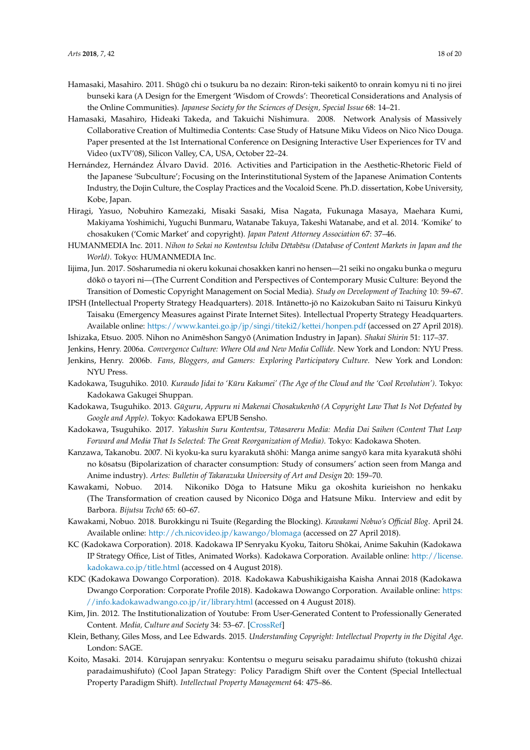Hamasaki, Masahiro. 2011. Shūgō chi o tsukuru ba no dezain: Riron-teki saikentō to onrain komyu ni ti no jirei bunseki kara (A Design for the Emergent 'Wisdom of Crowds': Theoretical Considerations and Analysis of the Online Communities). *Japanese Society for the Sciences of Design, Special Issue* 68: 14–21.

Hamasaki, Masahiro, Hideaki Takeda, and Takuichi Nishimura. 2008. Network Analysis of Massively Collaborative Creation of Multimedia Contents: Case Study of Hatsune Miku Videos on Nico Nico Douga. Paper presented at the 1st International Conference on Designing Interactive User Experiences for TV and Video (uxTV'08), Silicon Valley, CA, USA, October 22–24.

Hernández, Hernández Álvaro David. 2016. Activities and Participation in the Aesthetic-Rhetoric Field of the Japanese 'Subculture'; Focusing on the Interinstitutional System of the Japanese Animation Contents Industry, the Dojin Culture, the Cosplay Practices and the Vocaloid Scene. Ph.D. dissertation, Kobe University, Kobe, Japan.

Hiragi, Yasuo, Nobuhiro Kamezaki, Misaki Sasaki, Misa Nagata, Fukunaga Masaya, Maehara Kumi, Makiyama Yoshimichi, Yuguchi Bunmaru, Watanabe Takuya, Takeshi Watanabe, and et al. 2014. 'Komike' to chosakuken ('Comic Market' and copyright). *Japan Patent Attorney Association* 67: 37–46.

HUMANMEDIA Inc. 2011. *Nihon to Sekai no Kontentsu Ichiba Dētabēsu (Database of Content Markets in Japan and the World)*. Tokyo: HUMANMEDIA Inc.

Iijima, Jun. 2017. Sōsharumedia ni okeru kokunai chosakken kanri no hensen—21 seiki no ongaku bunka o meguru dōkō o tayori ni—(The Current Condition and Perspectives of Contemporary Music Culture: Beyond the Transition of Domestic Copyright Management on Social Media). *Study on Development of Teaching* 10: 59–67.

IPSH (Intellectual Property Strategy Headquarters). 2018. Intānetto-jō no Kaizokuban Saito ni Taisuru Kinkyū Taisaku (Emergency Measures against Pirate Internet Sites). Intellectual Property Strategy Headquarters. Available online: https://www.kantei.go.jp/jp/singi/titeki2/kettei/honpen.pdf (accessed on 27 April 2018).

Ishizaka, Etsuo. 2005. Nihon no Animēshon Sangyō (Animation Industry in Japan). *Shakai Shirin* 51: 117–37.

Jenkins, Henry. 2006a. *Convergence Culture: Where Old and New Media Collide*. New York and London: NYU Press.

Jenkins, Henry. 2006b. *Fans, Bloggers, and Gamers: Exploring Participatory Culture*. New York and London: NYU Press.

Kadokawa, Tsuguhiko. 2010. *Kuraudo Jidai to 'Kūru Kakumei' (The Age of the Cloud and the 'Cool Revolution')*. Tokyo: Kadokawa Gakugei Shuppan.

Kadokawa, Tsuguhiko. 2013. *Gūguru, Appuru ni Makenai Chosakukenhō (A Copyright Law That Is Not Defeated by Google and Apple)*. Tokyo: Kadokawa EPUB Sensho.

Kadokawa, Tsuguhiko. 2017. *Yakushin Suru Kontentsu, Tōtasareru Media: Media Dai Saihen (Content That Leap Forward and Media That Is Selected: The Great Reorganization of Media)*. Tokyo: Kadokawa Shoten.

Kanzawa, Takanobu. 2007. Ni kyoku-ka suru kyarakutā shōhi: Manga anime sangyō kara mita kyarakutā shōhi no kōsatsu (Bipolarization of character consumption: Study of consumers' action seen from Manga and Anime industry). *Artes: Bulletin of Takarazuka University of Art and Design* 20: 159–70.

Kawakami, Nobuo. 2014. Nikoniko Dōga to Hatsune Miku ga okoshita kurieishon no henkaku (The Transformation of creation caused by Niconico Dōga and Hatsune Miku. Interview and edit by Barbora. *Bijutsu Techō* 65: 60–67.

Kawakami, Nobuo. 2018. Burokkingu ni Tsuite (Regarding the Blocking). *Kawakami Nobuo's Official Blog*. April 24. Available online: http://ch.nicovideo.jp/kawango/blomaga (accessed on 27 April 2018).

KC (Kadokawa Corporation). 2018. Kadokawa IP Senryaku Kyoku, Taitoru Shōkai, Anime Sakuhin (Kadokawa IP Strategy Office, List of Titles, Animated Works). Kadokawa Corporation. Available online: http://license.kadokawa.co.jp/title.html (accessed on 4 August 2018).

KDC (Kadokawa Dowango Corporation). 2018. Kadokawa Kabushikigaisha Kaisha Annai 2018 (Kadokawa Dwango Corporation: Corporate Profile 2018). Kadokawa Dowango Corporation. Available online: https://info.kadokawadwango.co.jp/ir/library.html (accessed on 4 August 2018).

Kim, Jin. 2012. The Institutionalization of Youtube: From User-Generated Content to Professionally Generated Content. *Media, Culture and Society* 34: 53–67. [CrossRef]

Klein, Bethany, Giles Moss, and Lee Edwards. 2015. *Understanding Copyright: Intellectual Property in the Digital Age*. London: SAGE.

Koito, Masaki. 2014. Kūrujapan senryaku: Kontentsu o meguru seisaku paradaimu shifuto (tokushū chizai paradaimushifuto) (Cool Japan Strategy: Policy Paradigm Shift over the Content (Special Intellectual Property Paradigm Shift). *Intellectual Property Management* 64: 475–86.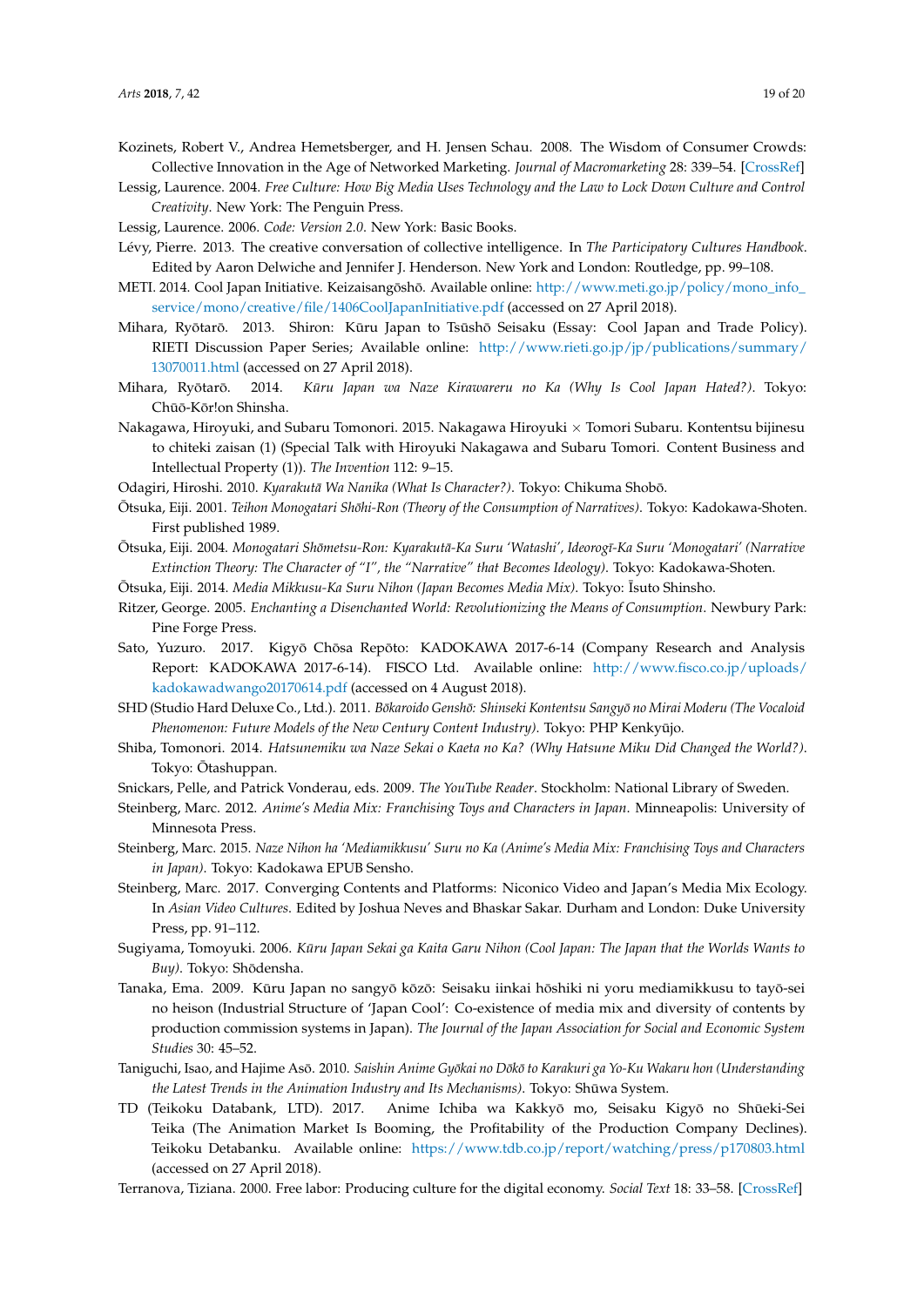Kozinets, Robert V., Andrea Hemetsberger, and H. Jensen Schau. 2008. The Wisdom of Consumer Crowds: Collective Innovation in the Age of Networked Marketing. *Journal of Macromarketing* 28: 339–54. [CrossRef]

Lessig, Laurence. 2004. *Free Culture: How Big Media Uses Technology and the Law to Lock Down Culture and Control Creativity*. New York: The Penguin Press.

Lessig, Laurence. 2006. *Code: Version 2.0*. New York: Basic Books.

Lévy, Pierre. 2013. The creative conversation of collective intelligence. In *The Participatory Cultures Handbook*. Edited by Aaron Delwiche and Jennifer J. Henderson. New York and London: Routledge, pp. 99–108.

METI. 2014. Cool Japan Initiative. Keizaisangōshō. Available online: http://www.meti.go.jp/policy/mono_info_service/mono/creative/file/1406CoolJapanInitiative.pdf (accessed on 27 April 2018).

Mihara, Ryōtarō. 2013. Shiron: Kūru Japan to Tsūshō Seisaku (Essay: Cool Japan and Trade Policy). RIETI Discussion Paper Series; Available online: http://www.rieti.go.jp/jp/publications/summary/13070011.html (accessed on 27 April 2018).

Mihara, Ryōtarō. 2014. *Kūru Japan wa Naze Kirawareru no Ka (Why Is Cool Japan Hated?)*. Tokyo: Chūō-Kōr!on Shinsha.

Nakagawa, Hiroyuki, and Subaru Tomonori. 2015. Nakagawa Hiroyuki × Tomori Subaru. Kontentsu bijinesu to chiteki zaisan (1) (Special Talk with Hiroyuki Nakagawa and Subaru Tomori. Content Business and Intellectual Property (1)). *The Invention* 112: 9–15.

Odagiri, Hiroshi. 2010. *Kyarakutā Wa Nanika (What Is Character?)*. Tokyo: Chikuma Shobō.

Ōtsuka, Eiji. 2001. *Teihon Monogatari Shōhi-Ron (Theory of the Consumption of Narratives)*. Tokyo: Kadokawa-Shoten. First published 1989.

Ōtsuka, Eiji. 2004. *Monogatari Shōmetsu-Ron: Kyarakutā-Ka Suru 'Watashi', Ideorogī-Ka Suru 'Monogatari' (Narrative Extinction Theory: The Character of "I", the "Narrative" that Becomes Ideology)*. Tokyo: Kadokawa-Shoten.

Ōtsuka, Eiji. 2014. *Media Mikkusu-Ka Suru Nihon (Japan Becomes Media Mix)*. Tokyo: Īsuto Shinsho.

Ritzer, George. 2005. *Enchanting a Disenchanted World: Revolutionizing the Means of Consumption*. Newbury Park: Pine Forge Press.

Sato, Yuzuro. 2017. Kigyō Chōsa Repōto: KADOKAWA 2017-6-14 (Company Research and Analysis Report: KADOKAWA 2017-6-14). FISCO Ltd. Available online: http://www.fisco.co.jp/uploads/kadokawadwango20170614.pdf (accessed on 4 August 2018).

SHD (Studio Hard Deluxe Co., Ltd.). 2011. *Bōkaroido Genshō: Shinseki Kontentsu Sangyō no Mirai Moderu (The Vocaloid Phenomenon: Future Models of the New Century Content Industry)*. Tokyo: PHP Kenkyūjo.

Shiba, Tomonori. 2014. *Hatsunemiku wa Naze Sekai o Kaeta no Ka? (Why Hatsune Miku Did Changed the World?)*. Tokyo: Ōtashuppan.

Snickars, Pelle, and Patrick Vonderau, eds. 2009. *The YouTube Reader*. Stockholm: National Library of Sweden.

Steinberg, Marc. 2012. *Anime's Media Mix: Franchising Toys and Characters in Japan*. Minneapolis: University of Minnesota Press.

Steinberg, Marc. 2015. *Naze Nihon ha 'Mediamikkusu' Suru no Ka (Anime's Media Mix: Franchising Toys and Characters in Japan)*. Tokyo: Kadokawa EPUB Sensho.

Steinberg, Marc. 2017. Converging Contents and Platforms: Niconico Video and Japan's Media Mix Ecology. In *Asian Video Cultures*. Edited by Joshua Neves and Bhaskar Sakar. Durham and London: Duke University Press, pp. 91–112.

Sugiyama, Tomoyuki. 2006. *Kūru Japan Sekai ga Kaita Garu Nihon (Cool Japan: The Japan that the Worlds Wants to Buy)*. Tokyo: Shōdensha.

Tanaka, Ema. 2009. Kūru Japan no sangyō kōzō: Seisaku iinkai hōshiki ni yoru mediamikkusu to tayō-sei no heison (Industrial Structure of 'Japan Cool': Co-existence of media mix and diversity of contents by production commission systems in Japan). *The Journal of the Japan Association for Social and Economic System Studies* 30: 45–52.

Taniguchi, Isao, and Hajime Asō. 2010. *Saishin Anime Gyōkai no Dōkō to Karakuri ga Yo-Ku Wakaru hon (Understanding the Latest Trends in the Animation Industry and Its Mechanisms)*. Tokyo: Shūwa System.

TD (Teikoku Databank, LTD). 2017. Anime Ichiba wa Kakkyō mo, Seisaku Kigyō no Shūeki-Sei Teika (The Animation Market Is Booming, the Profitability of the Production Company Declines). Teikoku Detabanku. Available online: https://www.tdb.co.jp/report/watching/press/p170803.html (accessed on 27 April 2018).

Terranova, Tiziana. 2000. Free labor: Producing culture for the digital economy. *Social Text* 18: 33–58. [CrossRef]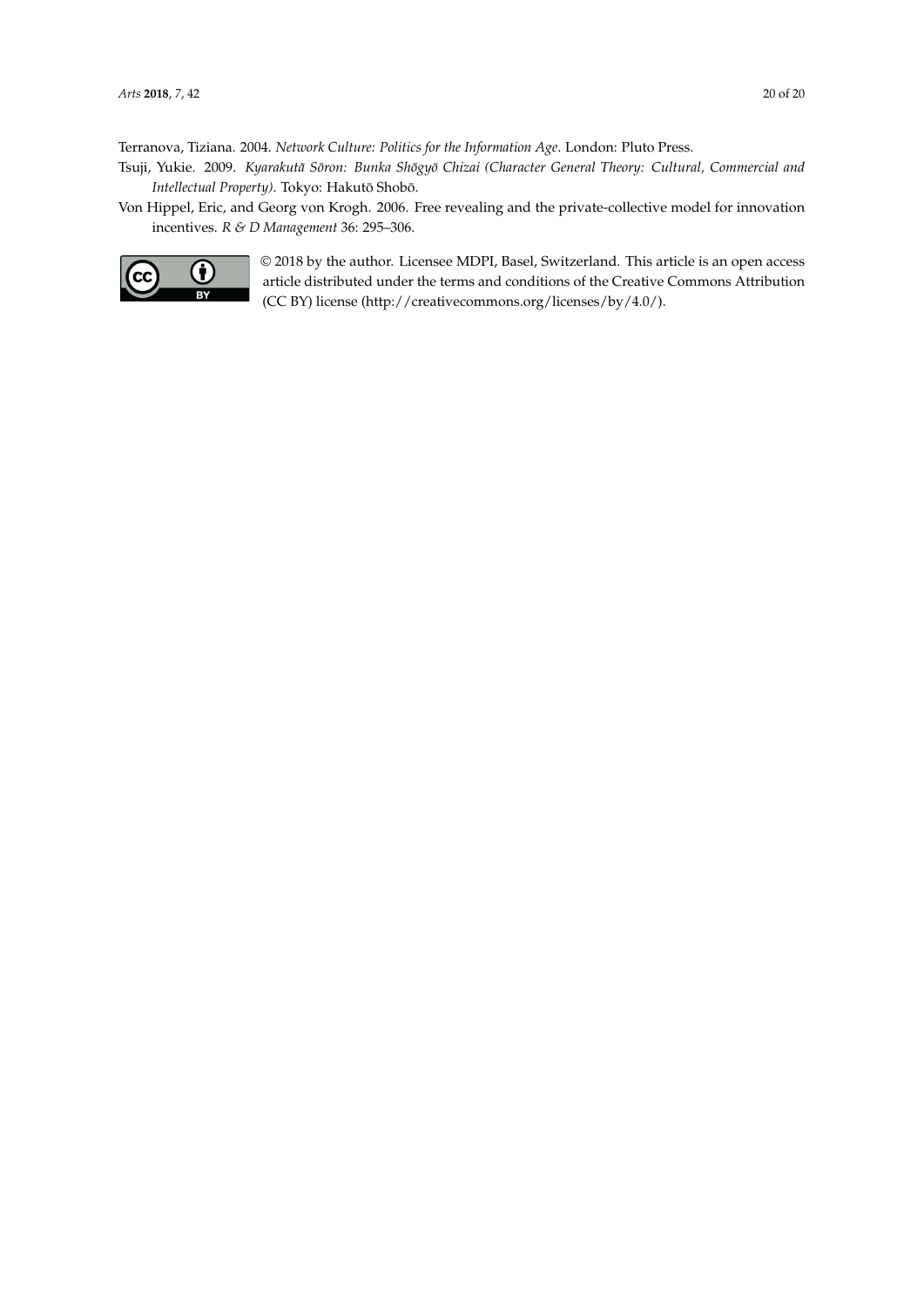Terranova, Tiziana. 2004. *Network Culture: Politics for the Information Age*. London: Pluto Press.

Tsuji, Yukie. 2009. *Kyarakutā Sōron: Bunka Shōgyō Chizai (Character General Theory: Cultural, Commercial and Intellectual Property)*. Tokyo: Hakutō Shobō.

Von Hippel, Eric, and Georg von Krogh. 2006. Free revealing and the private-collective model for innovation incentives. *R & D Management* 36: 295–306.

© 2018 by the author. Licensee MDPI, Basel, Switzerland. This article is an open access article distributed under the terms and conditions of the Creative Commons Attribution (CC BY) license (http://creativecommons.org/licenses/by/4.0/).